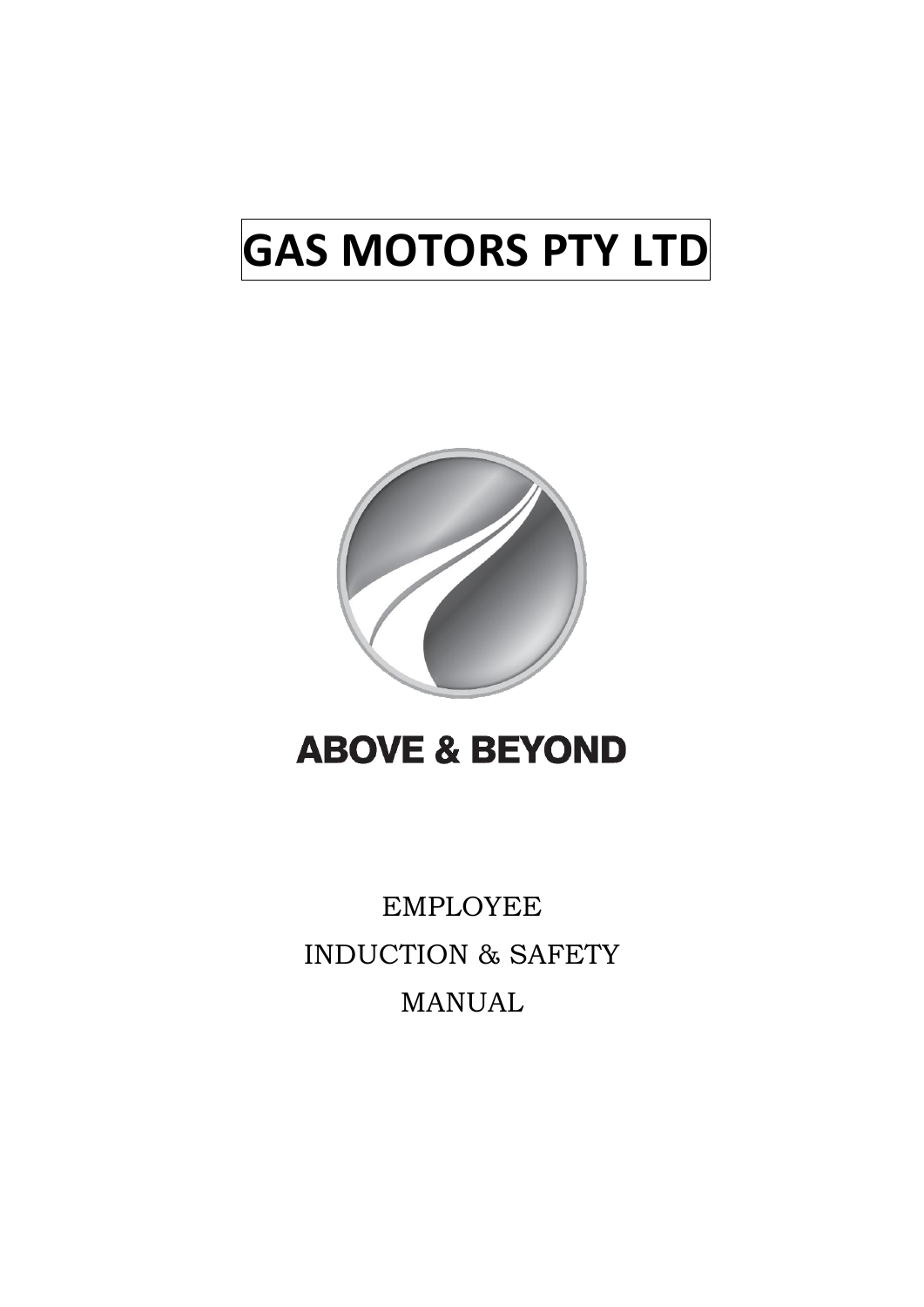# GAS MOTORS PTY LTD

**ABOVE & BEYOND**

EMPLOYEE

INDUCTION & SAFETY

MANUAL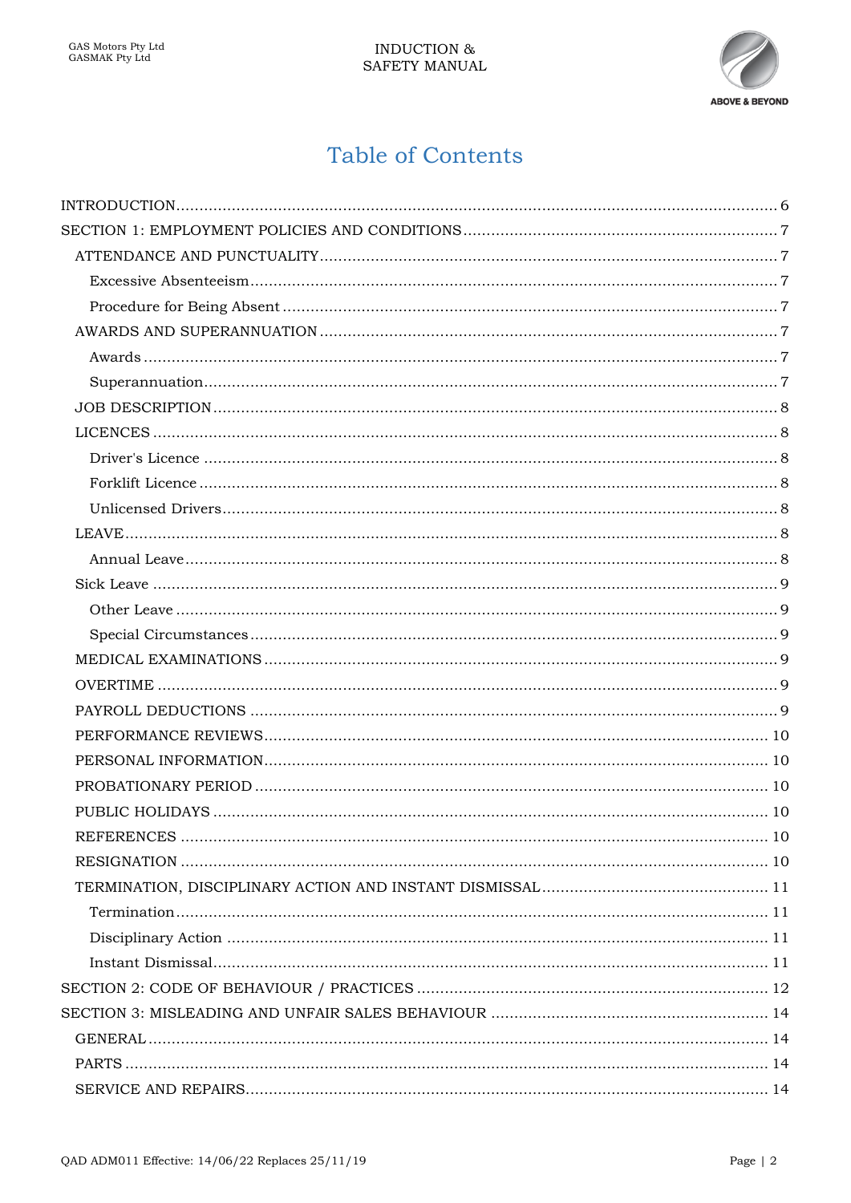# Table of Contents

- INTRODUCTION ........ 6
- SECTION 1: EMPLOYMENT POLICIES AND CONDITIONS ........ 7
  - ATTENDANCE AND PUNCTUALITY ........ 7
    - Excessive Absenteeism ........ 7
    - Procedure for Being Absent ........ 7
  - AWARDS AND SUPERANNUATION ........ 7
    - Awards ........ 7
    - Superannuation ........ 7
  - JOB DESCRIPTION ........ 8
  - LICENCES ........ 8
    - Driver's Licence ........ 8
    - Forklift Licence ........ 8
    - Unlicensed Drivers ........ 8
  - LEAVE ........ 8
    - Annual Leave ........ 8
  - Sick Leave ........ 9
    - Other Leave ........ 9
    - Special Circumstances ........ 9
  - MEDICAL EXAMINATIONS ........ 9
  - OVERTIME ........ 9
  - PAYROLL DEDUCTIONS ........ 9
  - PERFORMANCE REVIEWS ........ 10
  - PERSONAL INFORMATION ........ 10
  - PROBATIONARY PERIOD ........ 10
  - PUBLIC HOLIDAYS ........ 10
  - REFERENCES ........ 10
  - RESIGNATION ........ 10
  - TERMINATION, DISCIPLINARY ACTION AND INSTANT DISMISSAL ........ 11
    - Termination ........ 11
    - Disciplinary Action ........ 11
    - Instant Dismissal ........ 11
- SECTION 2: CODE OF BEHAVIOUR / PRACTICES ........ 12
- SECTION 3: MISLEADING AND UNFAIR SALES BEHAVIOUR ........ 14
  - GENERAL ........ 14
  - PARTS ........ 14
  - SERVICE AND REPAIRS ........ 14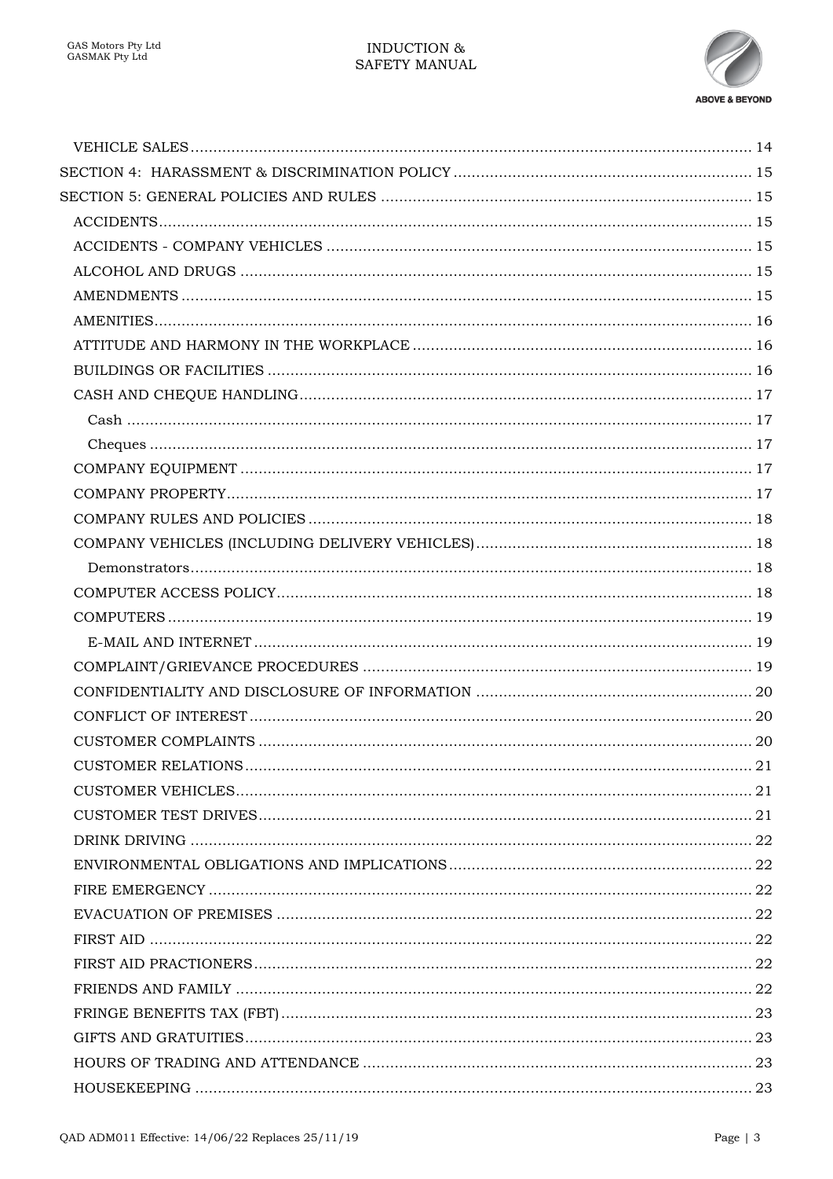VEHICLE SALES ........................................ 14
SECTION 4: HARASSMENT & DISCRIMINATION POLICY ........................................ 15
SECTION 5: GENERAL POLICIES AND RULES ........................................ 15
ACCIDENTS ........................................ 15
ACCIDENTS - COMPANY VEHICLES ........................................ 15
ALCOHOL AND DRUGS ........................................ 15
AMENDMENTS ........................................ 15
AMENITIES ........................................ 16
ATTITUDE AND HARMONY IN THE WORKPLACE ........................................ 16
BUILDINGS OR FACILITIES ........................................ 16
CASH AND CHEQUE HANDLING ........................................ 17
Cash ........................................ 17
Cheques ........................................ 17
COMPANY EQUIPMENT ........................................ 17
COMPANY PROPERTY ........................................ 17
COMPANY RULES AND POLICIES ........................................ 18
COMPANY VEHICLES (INCLUDING DELIVERY VEHICLES) ........................................ 18
Demonstrators ........................................ 18
COMPUTER ACCESS POLICY ........................................ 18
COMPUTERS ........................................ 19
E-MAIL AND INTERNET ........................................ 19
COMPLAINT/GRIEVANCE PROCEDURES ........................................ 19
CONFIDENTIALITY AND DISCLOSURE OF INFORMATION ........................................ 20
CONFLICT OF INTEREST ........................................ 20
CUSTOMER COMPLAINTS ........................................ 20
CUSTOMER RELATIONS ........................................ 21
CUSTOMER VEHICLES ........................................ 21
CUSTOMER TEST DRIVES ........................................ 21
DRINK DRIVING ........................................ 22
ENVIRONMENTAL OBLIGATIONS AND IMPLICATIONS ........................................ 22
FIRE EMERGENCY ........................................ 22
EVACUATION OF PREMISES ........................................ 22
FIRST AID ........................................ 22
FIRST AID PRACTIONERS ........................................ 22
FRIENDS AND FAMILY ........................................ 22
FRINGE BENEFITS TAX (FBT) ........................................ 23
GIFTS AND GRATUITIES ........................................ 23
HOURS OF TRADING AND ATTENDANCE ........................................ 23
HOUSEKEEPING ........................................ 23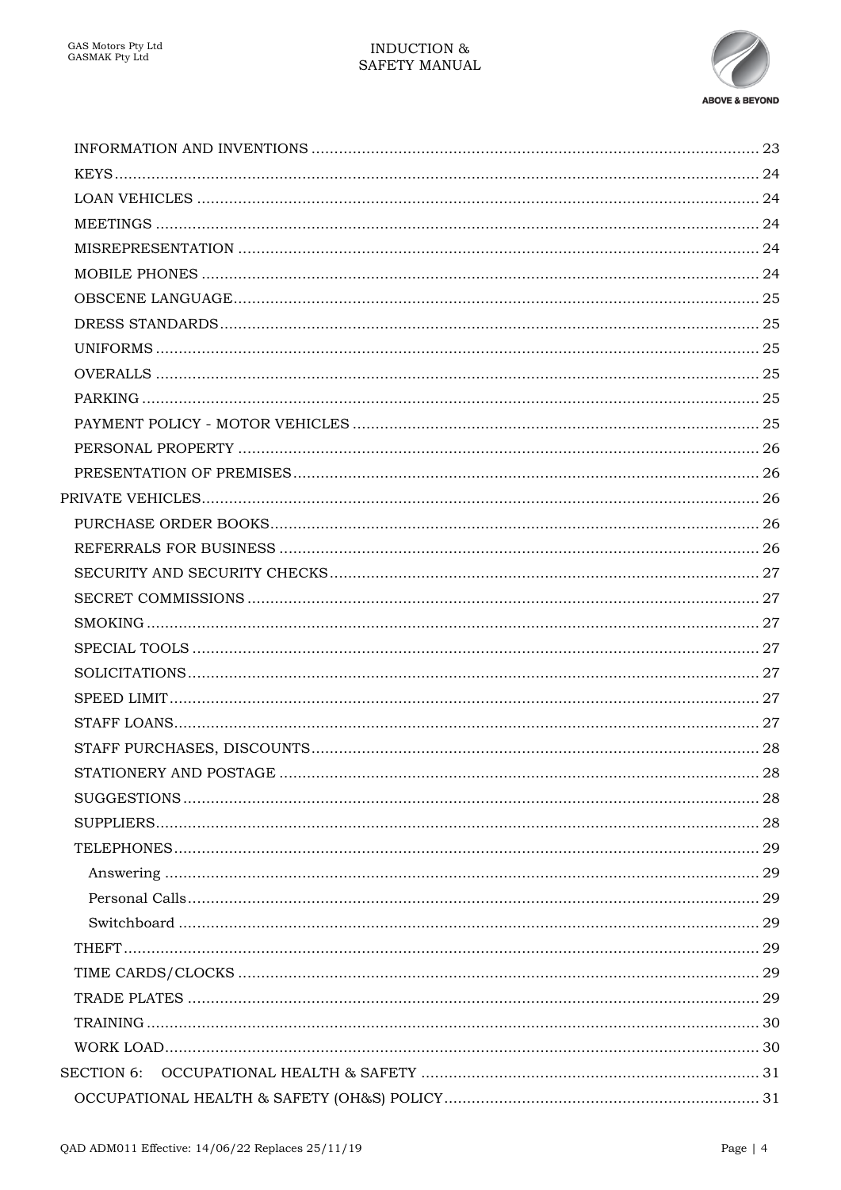- INFORMATION AND INVENTIONS ........ 23
- KEYS ........ 24
- LOAN VEHICLES ........ 24
- MEETINGS ........ 24
- MISREPRESENTATION ........ 24
- MOBILE PHONES ........ 24
- OBSCENE LANGUAGE ........ 25
- DRESS STANDARDS ........ 25
- UNIFORMS ........ 25
- OVERALLS ........ 25
- PARKING ........ 25
- PAYMENT POLICY - MOTOR VEHICLES ........ 25
- PERSONAL PROPERTY ........ 26
- PRESENTATION OF PREMISES ........ 26

PRIVATE VEHICLES ........ 26

- PURCHASE ORDER BOOKS ........ 26
- REFERRALS FOR BUSINESS ........ 26
- SECURITY AND SECURITY CHECKS ........ 27
- SECRET COMMISSIONS ........ 27
- SMOKING ........ 27
- SPECIAL TOOLS ........ 27
- SOLICITATIONS ........ 27
- SPEED LIMIT ........ 27
- STAFF LOANS ........ 27
- STAFF PURCHASES, DISCOUNTS ........ 28
- STATIONERY AND POSTAGE ........ 28
- SUGGESTIONS ........ 28
- SUPPLIERS ........ 28
- TELEPHONES ........ 29
  - Answering ........ 29
  - Personal Calls ........ 29
  - Switchboard ........ 29
- THEFT ........ 29
- TIME CARDS/CLOCKS ........ 29
- TRADE PLATES ........ 29
- TRAINING ........ 30
- WORK LOAD ........ 30

SECTION 6: OCCUPATIONAL HEALTH & SAFETY ........ 31

- OCCUPATIONAL HEALTH & SAFETY (OH&S) POLICY ........ 31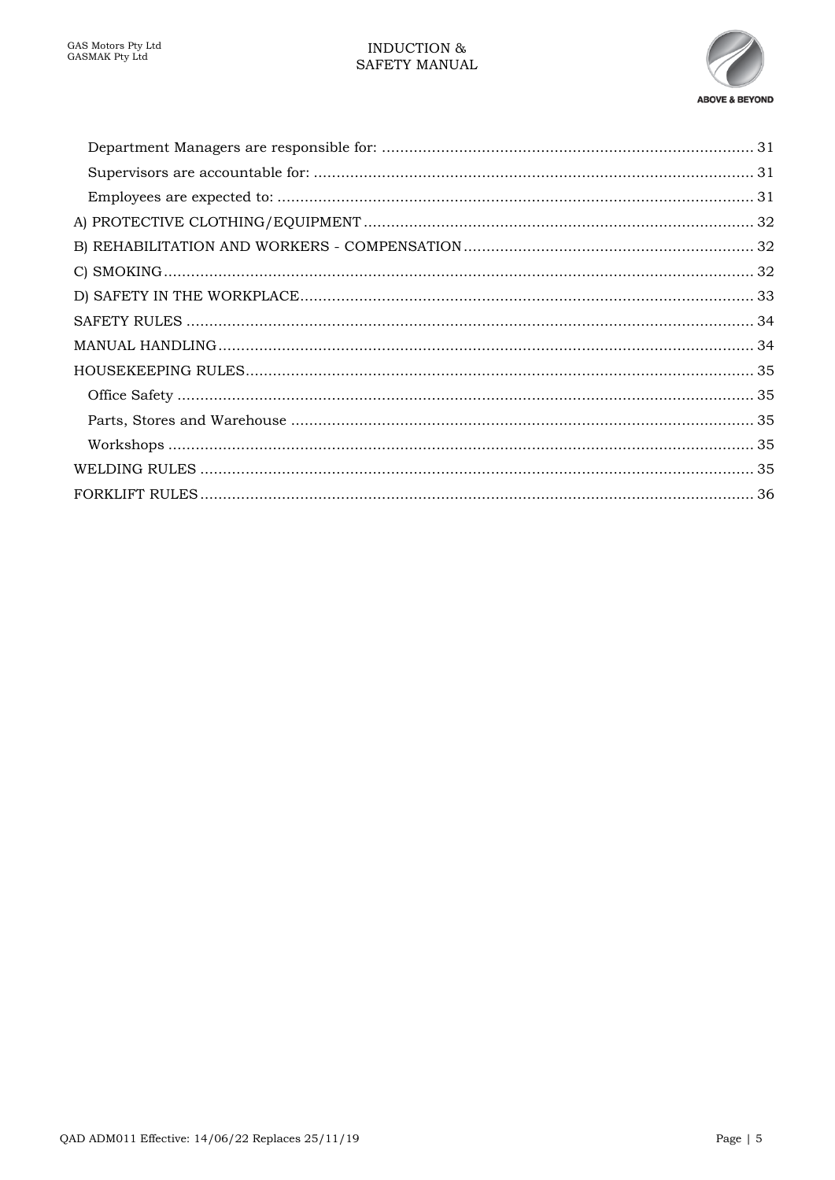- Department Managers are responsible for: 31
- Supervisors are accountable for: 31
- Employees are expected to: 31

A) PROTECTIVE CLOTHING/EQUIPMENT 32

B) REHABILITATION AND WORKERS - COMPENSATION 32

C) SMOKING 32

D) SAFETY IN THE WORKPLACE 33

SAFETY RULES 34

MANUAL HANDLING 34

HOUSEKEEPING RULES 35

- Office Safety 35
- Parts, Stores and Warehouse 35
- Workshops 35

WELDING RULES 35

FORKLIFT RULES 36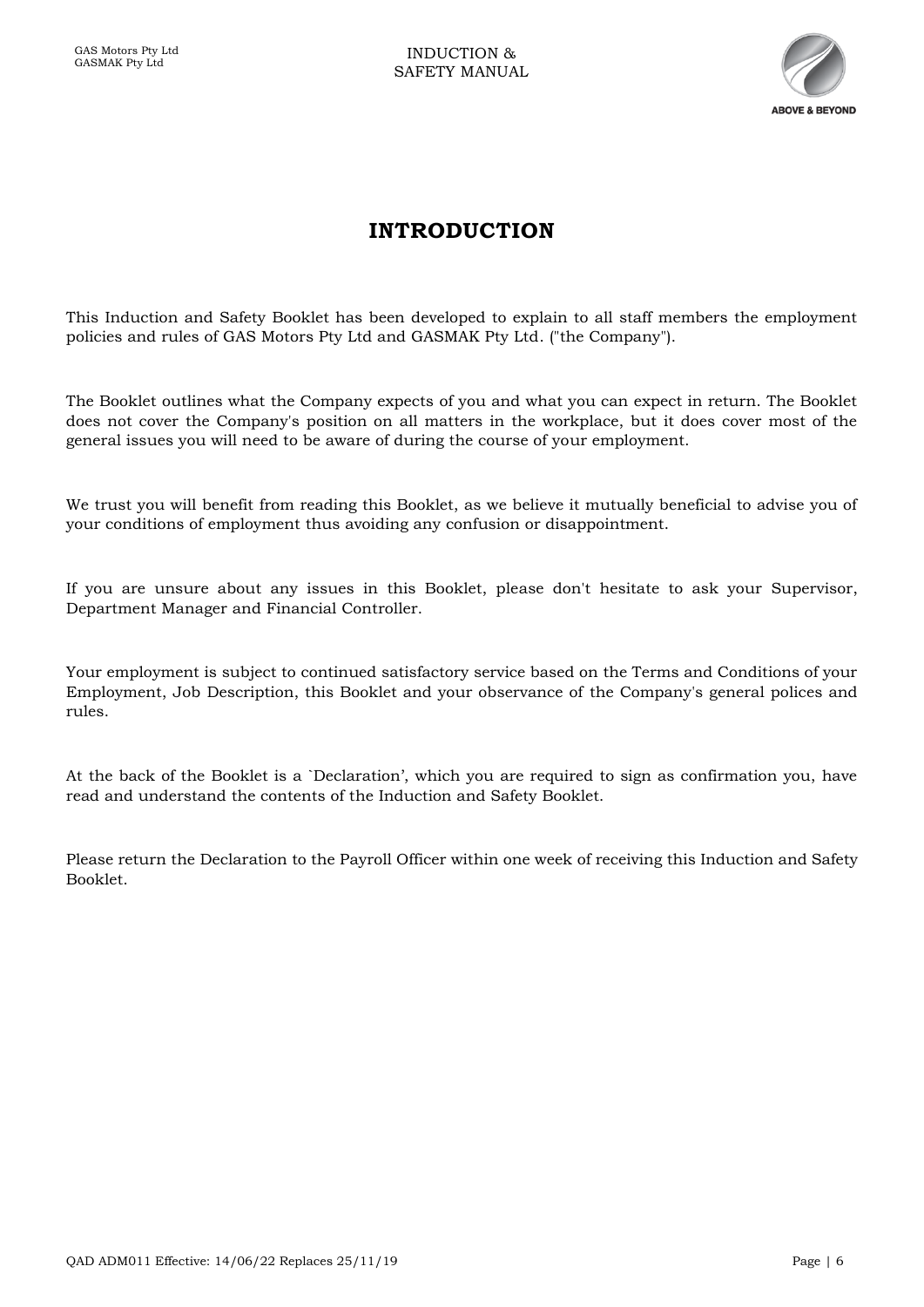# INTRODUCTION

This Induction and Safety Booklet has been developed to explain to all staff members the employment policies and rules of GAS Motors Pty Ltd and GASMAK Pty Ltd. ("the Company").

The Booklet outlines what the Company expects of you and what you can expect in return. The Booklet does not cover the Company's position on all matters in the workplace, but it does cover most of the general issues you will need to be aware of during the course of your employment.

We trust you will benefit from reading this Booklet, as we believe it mutually beneficial to advise you of your conditions of employment thus avoiding any confusion or disappointment.

If you are unsure about any issues in this Booklet, please don't hesitate to ask your Supervisor, Department Manager and Financial Controller.

Your employment is subject to continued satisfactory service based on the Terms and Conditions of your Employment, Job Description, this Booklet and your observance of the Company's general polices and rules.

At the back of the Booklet is a `Declaration', which you are required to sign as confirmation you, have read and understand the contents of the Induction and Safety Booklet.

Please return the Declaration to the Payroll Officer within one week of receiving this Induction and Safety Booklet.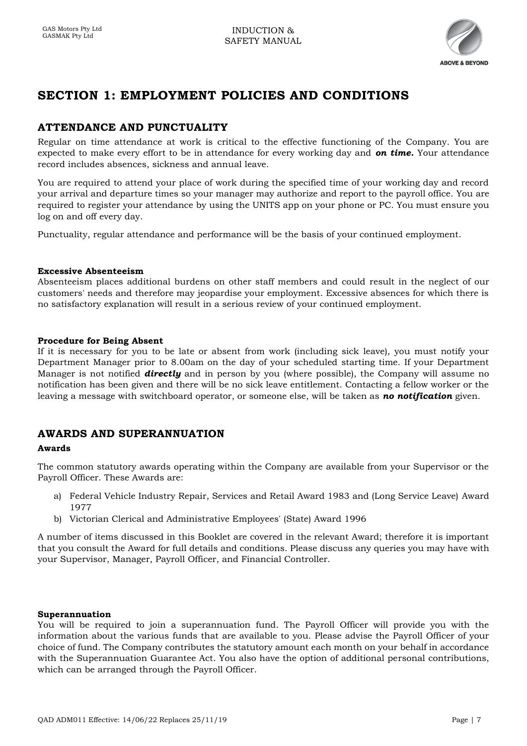# SECTION 1: EMPLOYMENT POLICIES AND CONDITIONS

## ATTENDANCE AND PUNCTUALITY

Regular on time attendance at work is critical to the effective functioning of the Company. You are expected to make every effort to be in attendance for every working day and ***on time.*** Your attendance record includes absences, sickness and annual leave.

You are required to attend your place of work during the specified time of your working day and record your arrival and departure times so your manager may authorize and report to the payroll office. You are required to register your attendance by using the UNITS app on your phone or PC. You must ensure you log on and off every day.

Punctuality, regular attendance and performance will be the basis of your continued employment.

**Excessive Absenteeism**

Absenteeism places additional burdens on other staff members and could result in the neglect of our customers' needs and therefore may jeopardise your employment. Excessive absences for which there is no satisfactory explanation will result in a serious review of your continued employment.

**Procedure for Being Absent**

If it is necessary for you to be late or absent from work (including sick leave), you must notify your Department Manager prior to 8.00am on the day of your scheduled starting time. If your Department Manager is not notified ***directly*** and in person by you (where possible), the Company will assume no notification has been given and there will be no sick leave entitlement. Contacting a fellow worker or the leaving a message with switchboard operator, or someone else, will be taken as ***no notification*** given.

## AWARDS AND SUPERANNUATION

**Awards**

The common statutory awards operating within the Company are available from your Supervisor or the Payroll Officer. These Awards are:

a) Federal Vehicle Industry Repair, Services and Retail Award 1983 and (Long Service Leave) Award 1977
b) Victorian Clerical and Administrative Employees' (State) Award 1996

A number of items discussed in this Booklet are covered in the relevant Award; therefore it is important that you consult the Award for full details and conditions. Please discuss any queries you may have with your Supervisor, Manager, Payroll Officer, and Financial Controller.

**Superannuation**

You will be required to join a superannuation fund. The Payroll Officer will provide you with the information about the various funds that are available to you. Please advise the Payroll Officer of your choice of fund. The Company contributes the statutory amount each month on your behalf in accordance with the Superannuation Guarantee Act. You also have the option of additional personal contributions, which can be arranged through the Payroll Officer.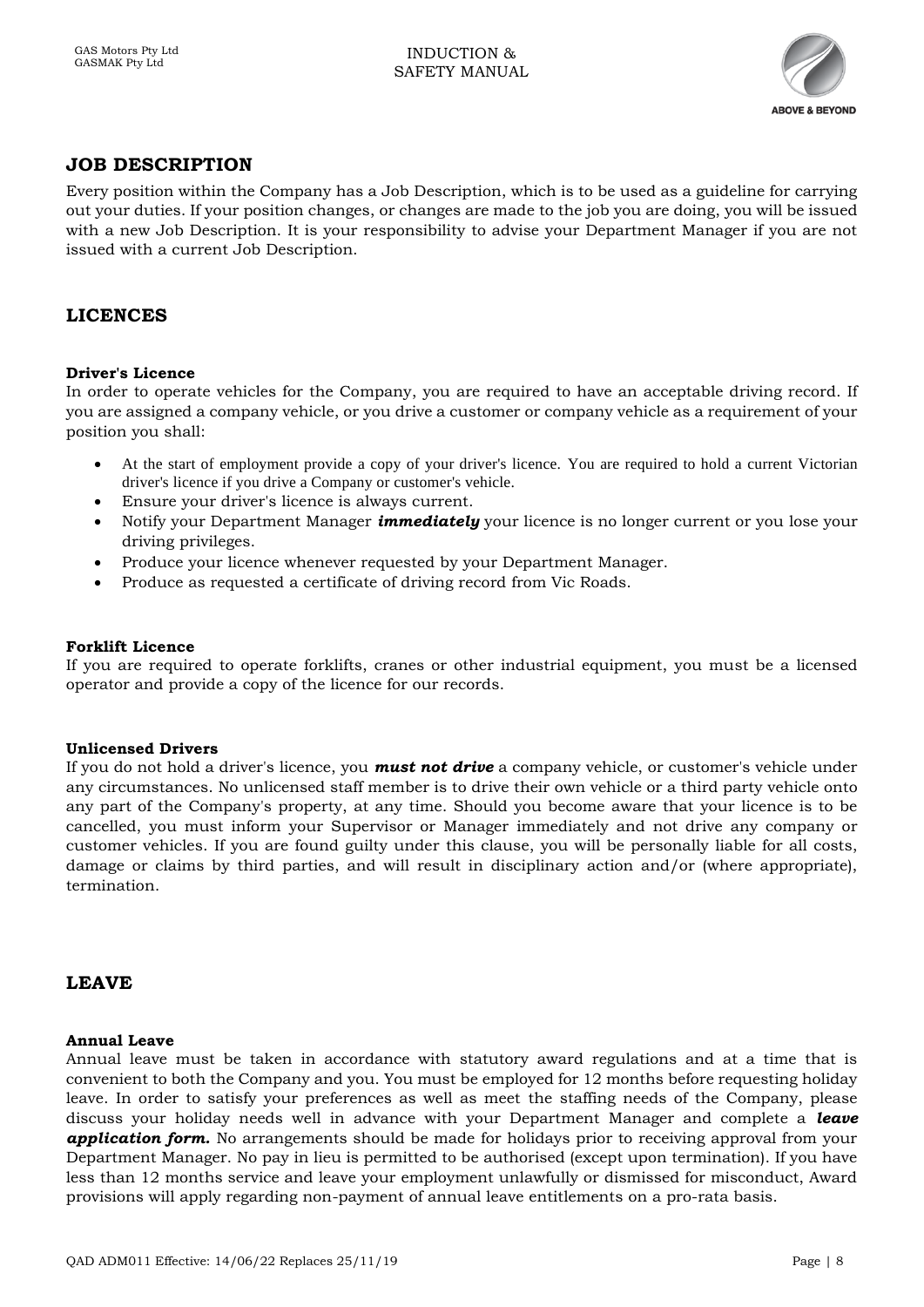## JOB DESCRIPTION

Every position within the Company has a Job Description, which is to be used as a guideline for carrying out your duties. If your position changes, or changes are made to the job you are doing, you will be issued with a new Job Description. It is your responsibility to advise your Department Manager if you are not issued with a current Job Description.

## LICENCES

**Driver's Licence**

In order to operate vehicles for the Company, you are required to have an acceptable driving record. If you are assigned a company vehicle, or you drive a customer or company vehicle as a requirement of your position you shall:

- At the start of employment provide a copy of your driver's licence. You are required to hold a current Victorian driver's licence if you drive a Company or customer's vehicle.
- Ensure your driver's licence is always current.
- Notify your Department Manager ***immediately*** your licence is no longer current or you lose your driving privileges.
- Produce your licence whenever requested by your Department Manager.
- Produce as requested a certificate of driving record from Vic Roads.

**Forklift Licence**

If you are required to operate forklifts, cranes or other industrial equipment, you must be a licensed operator and provide a copy of the licence for our records.

**Unlicensed Drivers**

If you do not hold a driver's licence, you ***must not drive*** a company vehicle, or customer's vehicle under any circumstances. No unlicensed staff member is to drive their own vehicle or a third party vehicle onto any part of the Company's property, at any time. Should you become aware that your licence is to be cancelled, you must inform your Supervisor or Manager immediately and not drive any company or customer vehicles. If you are found guilty under this clause, you will be personally liable for all costs, damage or claims by third parties, and will result in disciplinary action and/or (where appropriate), termination.

## LEAVE

**Annual Leave**

Annual leave must be taken in accordance with statutory award regulations and at a time that is convenient to both the Company and you. You must be employed for 12 months before requesting holiday leave. In order to satisfy your preferences as well as meet the staffing needs of the Company, please discuss your holiday needs well in advance with your Department Manager and complete a ***leave application form.*** No arrangements should be made for holidays prior to receiving approval from your Department Manager. No pay in lieu is permitted to be authorised (except upon termination). If you have less than 12 months service and leave your employment unlawfully or dismissed for misconduct, Award provisions will apply regarding non-payment of annual leave entitlements on a pro-rata basis.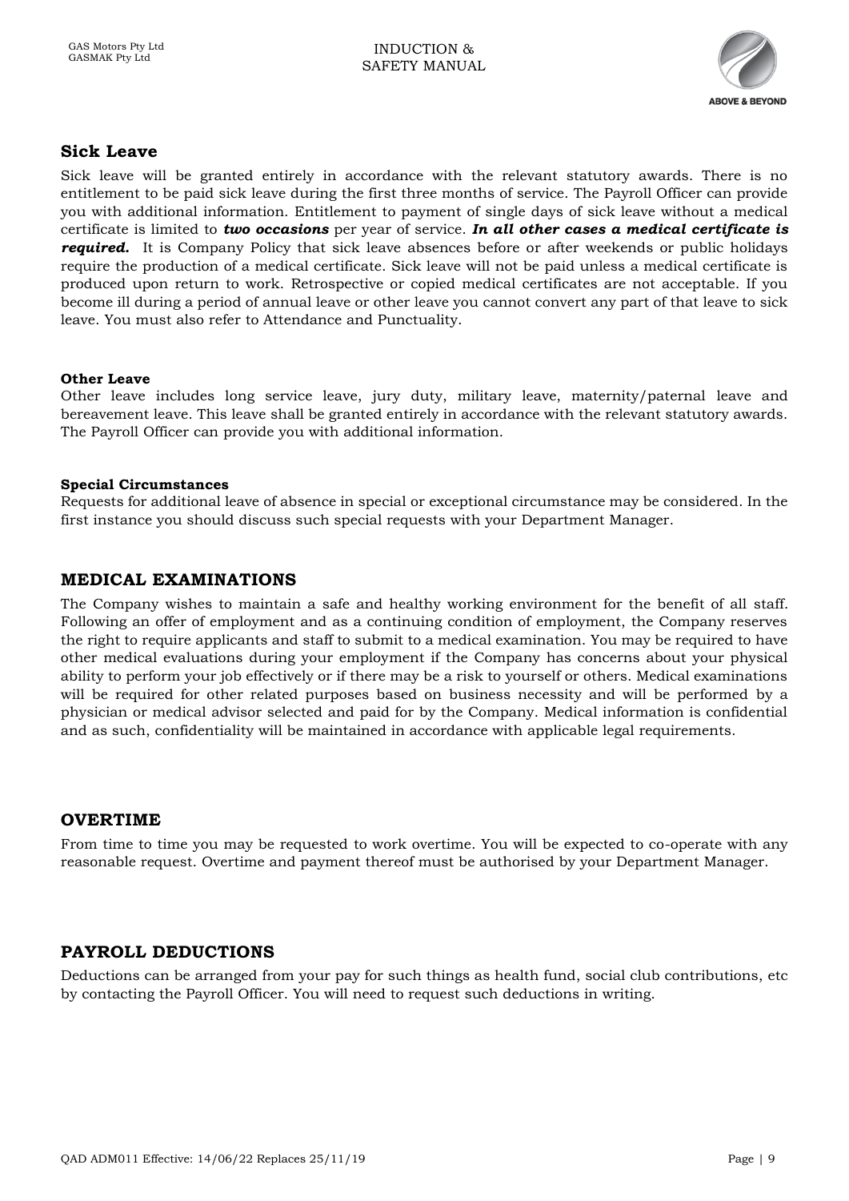## Sick Leave

Sick leave will be granted entirely in accordance with the relevant statutory awards. There is no entitlement to be paid sick leave during the first three months of service. The Payroll Officer can provide you with additional information. Entitlement to payment of single days of sick leave without a medical certificate is limited to ***two occasions*** per year of service. ***In all other cases a medical certificate is required.*** It is Company Policy that sick leave absences before or after weekends or public holidays require the production of a medical certificate. Sick leave will not be paid unless a medical certificate is produced upon return to work. Retrospective or copied medical certificates are not acceptable. If you become ill during a period of annual leave or other leave you cannot convert any part of that leave to sick leave. You must also refer to Attendance and Punctuality.

#### Other Leave

Other leave includes long service leave, jury duty, military leave, maternity/paternal leave and bereavement leave. This leave shall be granted entirely in accordance with the relevant statutory awards. The Payroll Officer can provide you with additional information.

#### Special Circumstances

Requests for additional leave of absence in special or exceptional circumstance may be considered. In the first instance you should discuss such special requests with your Department Manager.

## MEDICAL EXAMINATIONS

The Company wishes to maintain a safe and healthy working environment for the benefit of all staff. Following an offer of employment and as a continuing condition of employment, the Company reserves the right to require applicants and staff to submit to a medical examination. You may be required to have other medical evaluations during your employment if the Company has concerns about your physical ability to perform your job effectively or if there may be a risk to yourself or others. Medical examinations will be required for other related purposes based on business necessity and will be performed by a physician or medical advisor selected and paid for by the Company. Medical information is confidential and as such, confidentiality will be maintained in accordance with applicable legal requirements.

## OVERTIME

From time to time you may be requested to work overtime. You will be expected to co-operate with any reasonable request. Overtime and payment thereof must be authorised by your Department Manager.

## PAYROLL DEDUCTIONS

Deductions can be arranged from your pay for such things as health fund, social club contributions, etc by contacting the Payroll Officer. You will need to request such deductions in writing.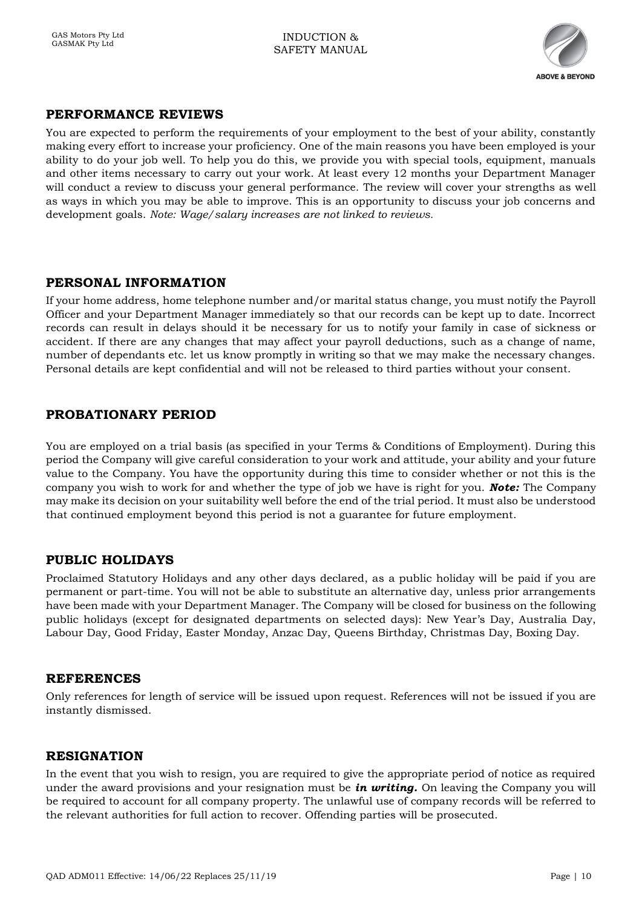## PERFORMANCE REVIEWS

You are expected to perform the requirements of your employment to the best of your ability, constantly making every effort to increase your proficiency. One of the main reasons you have been employed is your ability to do your job well. To help you do this, we provide you with special tools, equipment, manuals and other items necessary to carry out your work. At least every 12 months your Department Manager will conduct a review to discuss your general performance. The review will cover your strengths as well as ways in which you may be able to improve. This is an opportunity to discuss your job concerns and development goals. *Note: Wage/salary increases are not linked to reviews.*

## PERSONAL INFORMATION

If your home address, home telephone number and/or marital status change, you must notify the Payroll Officer and your Department Manager immediately so that our records can be kept up to date. Incorrect records can result in delays should it be necessary for us to notify your family in case of sickness or accident. If there are any changes that may affect your payroll deductions, such as a change of name, number of dependants etc. let us know promptly in writing so that we may make the necessary changes. Personal details are kept confidential and will not be released to third parties without your consent.

## PROBATIONARY PERIOD

You are employed on a trial basis (as specified in your Terms & Conditions of Employment). During this period the Company will give careful consideration to your work and attitude, your ability and your future value to the Company. You have the opportunity during this time to consider whether or not this is the company you wish to work for and whether the type of job we have is right for you. ***Note:*** The Company may make its decision on your suitability well before the end of the trial period. It must also be understood that continued employment beyond this period is not a guarantee for future employment.

## PUBLIC HOLIDAYS

Proclaimed Statutory Holidays and any other days declared, as a public holiday will be paid if you are permanent or part-time. You will not be able to substitute an alternative day, unless prior arrangements have been made with your Department Manager. The Company will be closed for business on the following public holidays (except for designated departments on selected days): New Year's Day, Australia Day, Labour Day, Good Friday, Easter Monday, Anzac Day, Queens Birthday, Christmas Day, Boxing Day.

## REFERENCES

Only references for length of service will be issued upon request. References will not be issued if you are instantly dismissed.

## RESIGNATION

In the event that you wish to resign, you are required to give the appropriate period of notice as required under the award provisions and your resignation must be ***in writing.*** On leaving the Company you will be required to account for all company property. The unlawful use of company records will be referred to the relevant authorities for full action to recover. Offending parties will be prosecuted.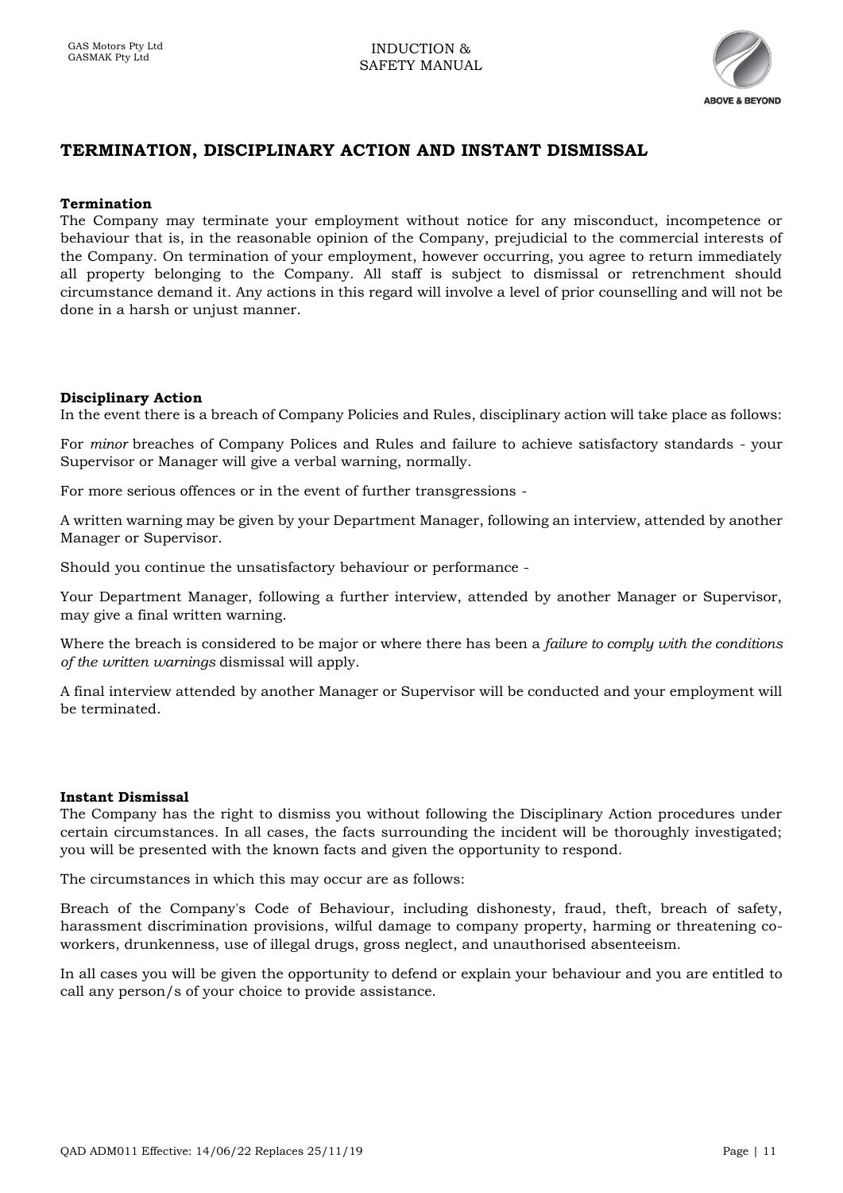## TERMINATION, DISCIPLINARY ACTION AND INSTANT DISMISSAL

**Termination**
The Company may terminate your employment without notice for any misconduct, incompetence or behaviour that is, in the reasonable opinion of the Company, prejudicial to the commercial interests of the Company. On termination of your employment, however occurring, you agree to return immediately all property belonging to the Company. All staff is subject to dismissal or retrenchment should circumstance demand it. Any actions in this regard will involve a level of prior counselling and will not be done in a harsh or unjust manner.

**Disciplinary Action**
In the event there is a breach of Company Policies and Rules, disciplinary action will take place as follows:

For *minor* breaches of Company Polices and Rules and failure to achieve satisfactory standards - your Supervisor or Manager will give a verbal warning, normally.

For more serious offences or in the event of further transgressions -

A written warning may be given by your Department Manager, following an interview, attended by another Manager or Supervisor.

Should you continue the unsatisfactory behaviour or performance -

Your Department Manager, following a further interview, attended by another Manager or Supervisor, may give a final written warning.

Where the breach is considered to be major or where there has been a *failure to comply with the conditions of the written warnings* dismissal will apply.

A final interview attended by another Manager or Supervisor will be conducted and your employment will be terminated.

**Instant Dismissal**
The Company has the right to dismiss you without following the Disciplinary Action procedures under certain circumstances. In all cases, the facts surrounding the incident will be thoroughly investigated; you will be presented with the known facts and given the opportunity to respond.

The circumstances in which this may occur are as follows:

Breach of the Company's Code of Behaviour, including dishonesty, fraud, theft, breach of safety, harassment discrimination provisions, wilful damage to company property, harming or threatening co-workers, drunkenness, use of illegal drugs, gross neglect, and unauthorised absenteeism.

In all cases you will be given the opportunity to defend or explain your behaviour and you are entitled to call any person/s of your choice to provide assistance.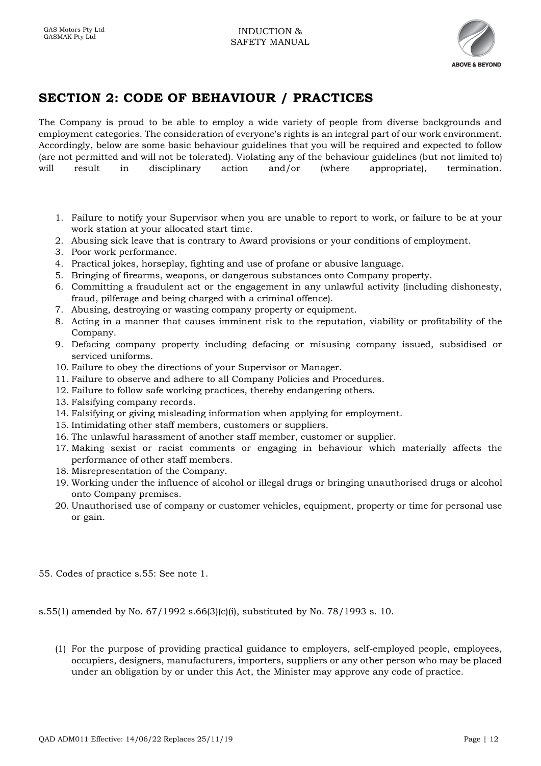## SECTION 2: CODE OF BEHAVIOUR / PRACTICES

The Company is proud to be able to employ a wide variety of people from diverse backgrounds and employment categories. The consideration of everyone's rights is an integral part of our work environment. Accordingly, below are some basic behaviour guidelines that you will be required and expected to follow (are not permitted and will not be tolerated). Violating any of the behaviour guidelines (but not limited to) will result in disciplinary action and/or (where appropriate), termination.

1. Failure to notify your Supervisor when you are unable to report to work, or failure to be at your work station at your allocated start time.
2. Abusing sick leave that is contrary to Award provisions or your conditions of employment.
3. Poor work performance.
4. Practical jokes, horseplay, fighting and use of profane or abusive language.
5. Bringing of firearms, weapons, or dangerous substances onto Company property.
6. Committing a fraudulent act or the engagement in any unlawful activity (including dishonesty, fraud, pilferage and being charged with a criminal offence).
7. Abusing, destroying or wasting company property or equipment.
8. Acting in a manner that causes imminent risk to the reputation, viability or profitability of the Company.
9. Defacing company property including defacing or misusing company issued, subsidised or serviced uniforms.
10. Failure to obey the directions of your Supervisor or Manager.
11. Failure to observe and adhere to all Company Policies and Procedures.
12. Failure to follow safe working practices, thereby endangering others.
13. Falsifying company records.
14. Falsifying or giving misleading information when applying for employment.
15. Intimidating other staff members, customers or suppliers.
16. The unlawful harassment of another staff member, customer or supplier.
17. Making sexist or racist comments or engaging in behaviour which materially affects the performance of other staff members.
18. Misrepresentation of the Company.
19. Working under the influence of alcohol or illegal drugs or bringing unauthorised drugs or alcohol onto Company premises.
20. Unauthorised use of company or customer vehicles, equipment, property or time for personal use or gain.

55. Codes of practice s.55: See note 1.

s.55(1) amended by No. 67/1992 s.66(3)(c)(i), substituted by No. 78/1993 s. 10.

(1) For the purpose of providing practical guidance to employers, self-employed people, employees, occupiers, designers, manufacturers, importers, suppliers or any other person who may be placed under an obligation by or under this Act, the Minister may approve any code of practice.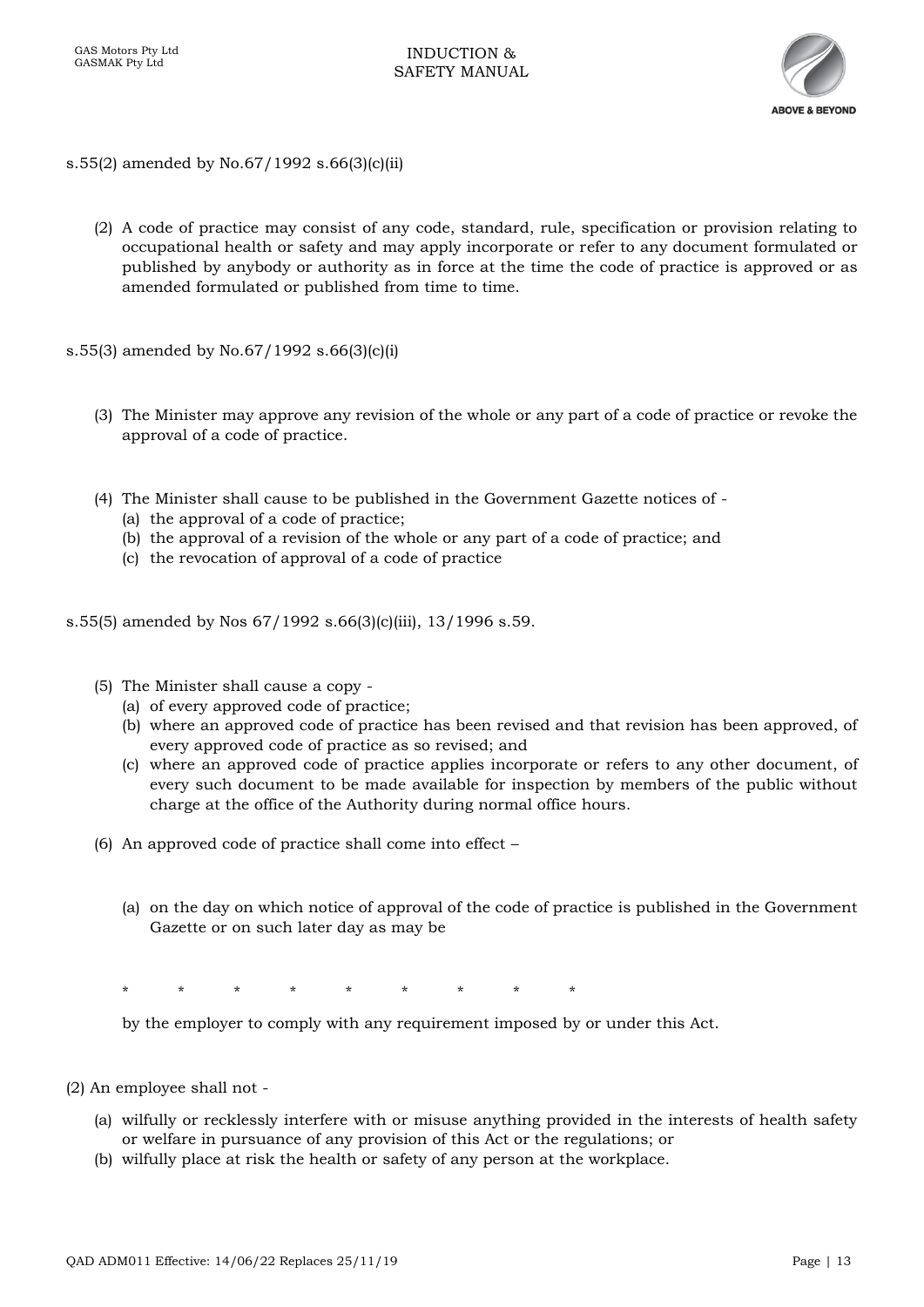s.55(2) amended by No.67/1992 s.66(3)(c)(ii)

(2) A code of practice may consist of any code, standard, rule, specification or provision relating to occupational health or safety and may apply incorporate or refer to any document formulated or published by anybody or authority as in force at the time the code of practice is approved or as amended formulated or published from time to time.

s.55(3) amended by No.67/1992 s.66(3)(c)(i)

(3) The Minister may approve any revision of the whole or any part of a code of practice or revoke the approval of a code of practice.

(4) The Minister shall cause to be published in the Government Gazette notices of -
   (a) the approval of a code of practice;
   (b) the approval of a revision of the whole or any part of a code of practice; and
   (c) the revocation of approval of a code of practice

s.55(5) amended by Nos 67/1992 s.66(3)(c)(iii), 13/1996 s.59.

(5) The Minister shall cause a copy -
   (a) of every approved code of practice;
   (b) where an approved code of practice has been revised and that revision has been approved, of every approved code of practice as so revised; and
   (c) where an approved code of practice applies incorporate or refers to any other document, of every such document to be made available for inspection by members of the public without charge at the office of the Authority during normal office hours.

(6) An approved code of practice shall come into effect –

   (a) on the day on which notice of approval of the code of practice is published in the Government Gazette or on such later day as may be

   \* \* \* \* \* \* \* \* \*

   by the employer to comply with any requirement imposed by or under this Act.

(2) An employee shall not -

   (a) wilfully or recklessly interfere with or misuse anything provided in the interests of health safety or welfare in pursuance of any provision of this Act or the regulations; or
   (b) wilfully place at risk the health or safety of any person at the workplace.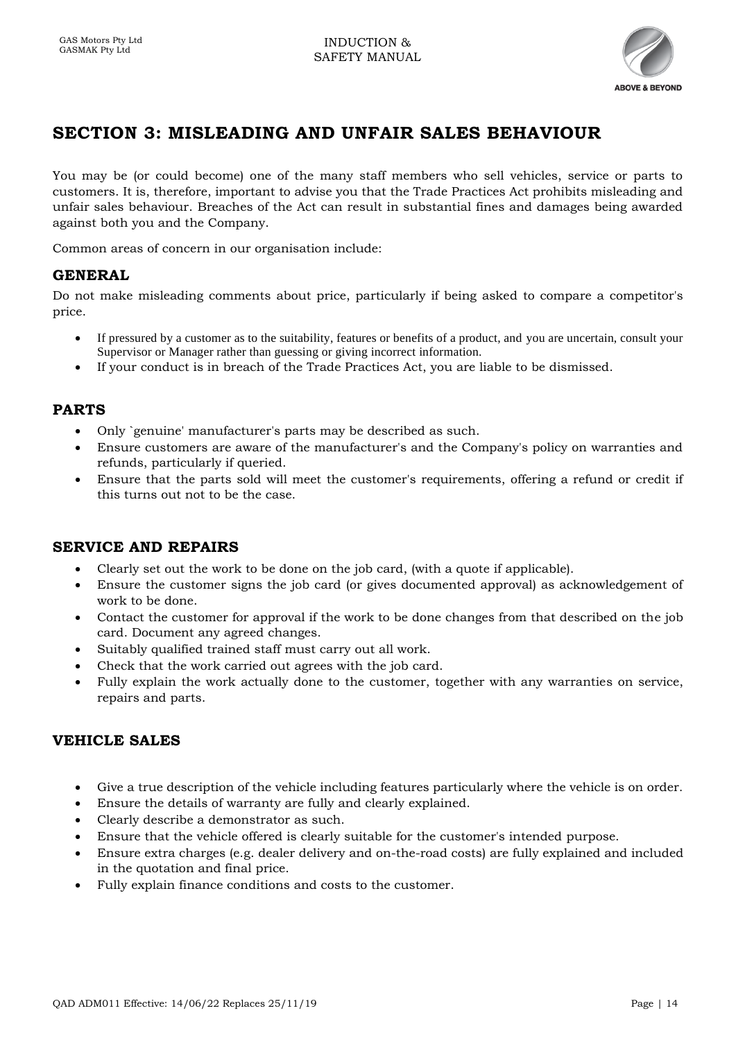# SECTION 3: MISLEADING AND UNFAIR SALES BEHAVIOUR

You may be (or could become) one of the many staff members who sell vehicles, service or parts to customers. It is, therefore, important to advise you that the Trade Practices Act prohibits misleading and unfair sales behaviour. Breaches of the Act can result in substantial fines and damages being awarded against both you and the Company.

Common areas of concern in our organisation include:

## GENERAL

Do not make misleading comments about price, particularly if being asked to compare a competitor's price.

- If pressured by a customer as to the suitability, features or benefits of a product, and you are uncertain, consult your Supervisor or Manager rather than guessing or giving incorrect information.
- If your conduct is in breach of the Trade Practices Act, you are liable to be dismissed.

## PARTS

- Only `genuine' manufacturer's parts may be described as such.
- Ensure customers are aware of the manufacturer's and the Company's policy on warranties and refunds, particularly if queried.
- Ensure that the parts sold will meet the customer's requirements, offering a refund or credit if this turns out not to be the case.

## SERVICE AND REPAIRS

- Clearly set out the work to be done on the job card, (with a quote if applicable).
- Ensure the customer signs the job card (or gives documented approval) as acknowledgement of work to be done.
- Contact the customer for approval if the work to be done changes from that described on the job card. Document any agreed changes.
- Suitably qualified trained staff must carry out all work.
- Check that the work carried out agrees with the job card.
- Fully explain the work actually done to the customer, together with any warranties on service, repairs and parts.

## VEHICLE SALES

- Give a true description of the vehicle including features particularly where the vehicle is on order.
- Ensure the details of warranty are fully and clearly explained.
- Clearly describe a demonstrator as such.
- Ensure that the vehicle offered is clearly suitable for the customer's intended purpose.
- Ensure extra charges (e.g. dealer delivery and on-the-road costs) are fully explained and included in the quotation and final price.
- Fully explain finance conditions and costs to the customer.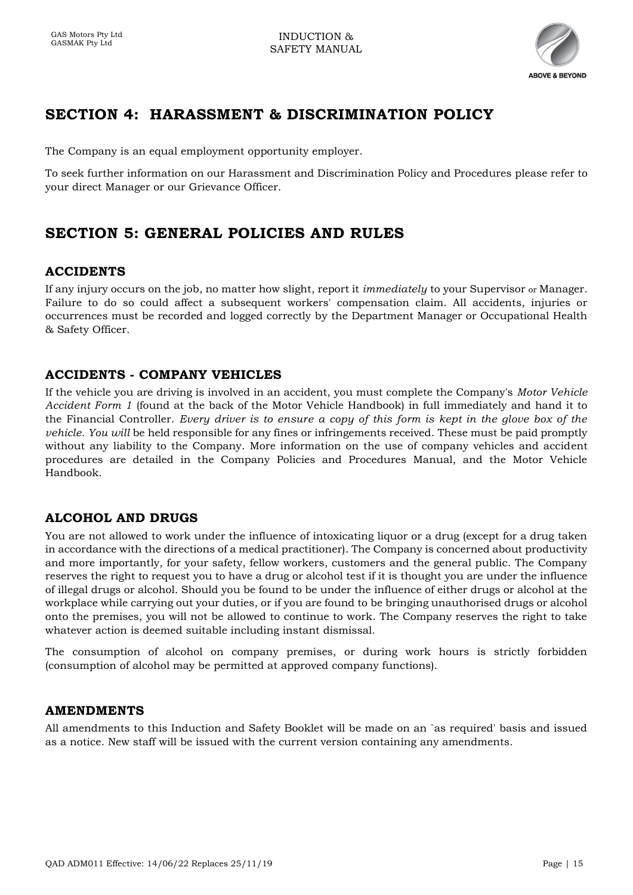## SECTION 4: HARASSMENT & DISCRIMINATION POLICY

The Company is an equal employment opportunity employer.

To seek further information on our Harassment and Discrimination Policy and Procedures please refer to your direct Manager or our Grievance Officer.

## SECTION 5: GENERAL POLICIES AND RULES

### ACCIDENTS

If any injury occurs on the job, no matter how slight, report it *immediately* to your Supervisor or Manager. Failure to do so could affect a subsequent workers' compensation claim. All accidents, injuries or occurrences must be recorded and logged correctly by the Department Manager or Occupational Health & Safety Officer.

### ACCIDENTS - COMPANY VEHICLES

If the vehicle you are driving is involved in an accident, you must complete the Company's *Motor Vehicle Accident Form 1* (found at the back of the Motor Vehicle Handbook) in full immediately and hand it to the Financial Controller. *Every driver is to ensure a copy of this form is kept in the glove box of the vehicle. You will* be held responsible for any fines or infringements received. These must be paid promptly without any liability to the Company. More information on the use of company vehicles and accident procedures are detailed in the Company Policies and Procedures Manual, and the Motor Vehicle Handbook.

### ALCOHOL AND DRUGS

You are not allowed to work under the influence of intoxicating liquor or a drug (except for a drug taken in accordance with the directions of a medical practitioner). The Company is concerned about productivity and more importantly, for your safety, fellow workers, customers and the general public. The Company reserves the right to request you to have a drug or alcohol test if it is thought you are under the influence of illegal drugs or alcohol. Should you be found to be under the influence of either drugs or alcohol at the workplace while carrying out your duties, or if you are found to be bringing unauthorised drugs or alcohol onto the premises, you will not be allowed to continue to work. The Company reserves the right to take whatever action is deemed suitable including instant dismissal.

The consumption of alcohol on company premises, or during work hours is strictly forbidden (consumption of alcohol may be permitted at approved company functions).

### AMENDMENTS

All amendments to this Induction and Safety Booklet will be made on an `as required' basis and issued as a notice. New staff will be issued with the current version containing any amendments.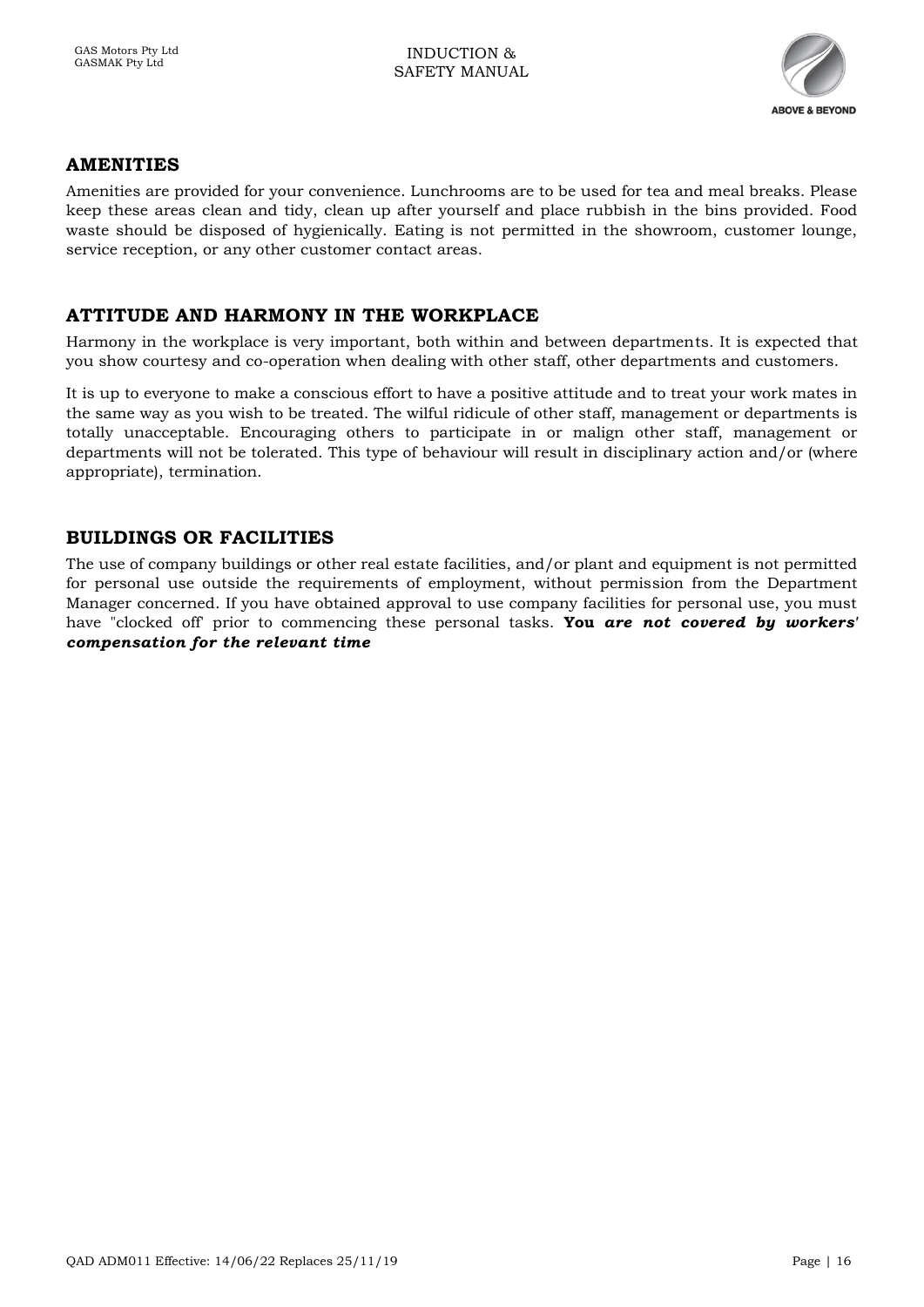## AMENITIES

Amenities are provided for your convenience. Lunchrooms are to be used for tea and meal breaks. Please keep these areas clean and tidy, clean up after yourself and place rubbish in the bins provided. Food waste should be disposed of hygienically. Eating is not permitted in the showroom, customer lounge, service reception, or any other customer contact areas.

## ATTITUDE AND HARMONY IN THE WORKPLACE

Harmony in the workplace is very important, both within and between departments. It is expected that you show courtesy and co-operation when dealing with other staff, other departments and customers.

It is up to everyone to make a conscious effort to have a positive attitude and to treat your work mates in the same way as you wish to be treated. The wilful ridicule of other staff, management or departments is totally unacceptable. Encouraging others to participate in or malign other staff, management or departments will not be tolerated. This type of behaviour will result in disciplinary action and/or (where appropriate), termination.

## BUILDINGS OR FACILITIES

The use of company buildings or other real estate facilities, and/or plant and equipment is not permitted for personal use outside the requirements of employment, without permission from the Department Manager concerned. If you have obtained approval to use company facilities for personal use, you must have "clocked off' prior to commencing these personal tasks. **You *are not covered by workers' compensation for the relevant time***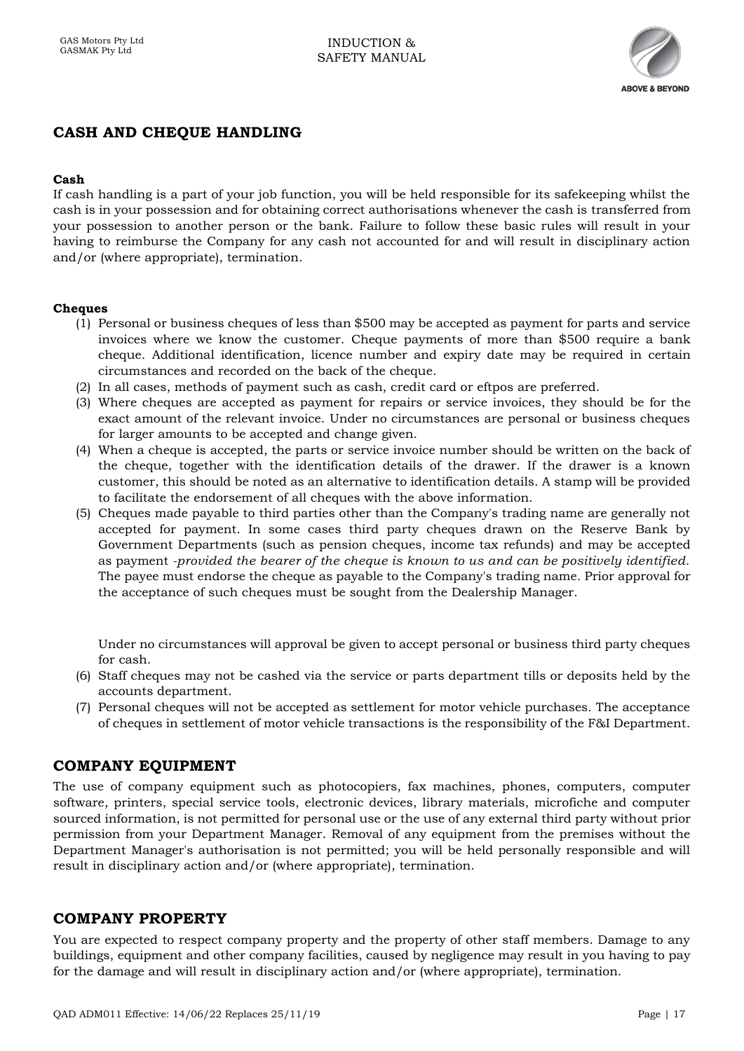## CASH AND CHEQUE HANDLING

**Cash**

If cash handling is a part of your job function, you will be held responsible for its safekeeping whilst the cash is in your possession and for obtaining correct authorisations whenever the cash is transferred from your possession to another person or the bank. Failure to follow these basic rules will result in your having to reimburse the Company for any cash not accounted for and will result in disciplinary action and/or (where appropriate), termination.

**Cheques**

1. Personal or business cheques of less than $500 may be accepted as payment for parts and service invoices where we know the customer. Cheque payments of more than $500 require a bank cheque. Additional identification, licence number and expiry date may be required in certain circumstances and recorded on the back of the cheque.
2. In all cases, methods of payment such as cash, credit card or eftpos are preferred.
3. Where cheques are accepted as payment for repairs or service invoices, they should be for the exact amount of the relevant invoice. Under no circumstances are personal or business cheques for larger amounts to be accepted and change given.
4. When a cheque is accepted, the parts or service invoice number should be written on the back of the cheque, together with the identification details of the drawer. If the drawer is a known customer, this should be noted as an alternative to identification details. A stamp will be provided to facilitate the endorsement of all cheques with the above information.
5. Cheques made payable to third parties other than the Company's trading name are generally not accepted for payment. In some cases third party cheques drawn on the Reserve Bank by Government Departments (such as pension cheques, income tax refunds) and may be accepted as payment -*provided the bearer of the cheque is known to us and can be positively identified.* The payee must endorse the cheque as payable to the Company's trading name. Prior approval for the acceptance of such cheques must be sought from the Dealership Manager.

   Under no circumstances will approval be given to accept personal or business third party cheques for cash.
6. Staff cheques may not be cashed via the service or parts department tills or deposits held by the accounts department.
7. Personal cheques will not be accepted as settlement for motor vehicle purchases. The acceptance of cheques in settlement of motor vehicle transactions is the responsibility of the F&I Department.

## COMPANY EQUIPMENT

The use of company equipment such as photocopiers, fax machines, phones, computers, computer software, printers, special service tools, electronic devices, library materials, microfiche and computer sourced information, is not permitted for personal use or the use of any external third party without prior permission from your Department Manager. Removal of any equipment from the premises without the Department Manager's authorisation is not permitted; you will be held personally responsible and will result in disciplinary action and/or (where appropriate), termination.

## COMPANY PROPERTY

You are expected to respect company property and the property of other staff members. Damage to any buildings, equipment and other company facilities, caused by negligence may result in you having to pay for the damage and will result in disciplinary action and/or (where appropriate), termination.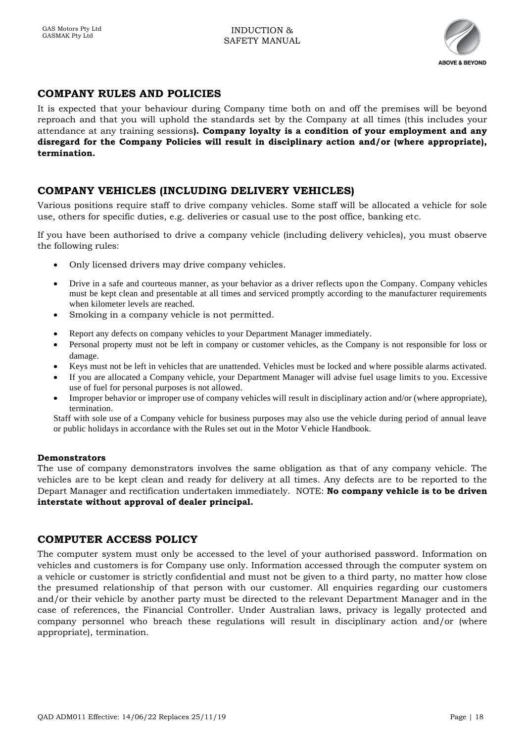## COMPANY RULES AND POLICIES

It is expected that your behaviour during Company time both on and off the premises will be beyond reproach and that you will uphold the standards set by the Company at all times (this includes your attendance at any training sessions**). Company loyalty is a condition of your employment and any disregard for the Company Policies will result in disciplinary action and/or (where appropriate), termination.**

## COMPANY VEHICLES (INCLUDING DELIVERY VEHICLES)

Various positions require staff to drive company vehicles. Some staff will be allocated a vehicle for sole use, others for specific duties, e.g. deliveries or casual use to the post office, banking etc.

If you have been authorised to drive a company vehicle (including delivery vehicles), you must observe the following rules:

- Only licensed drivers may drive company vehicles.
- Drive in a safe and courteous manner, as your behavior as a driver reflects upon the Company. Company vehicles must be kept clean and presentable at all times and serviced promptly according to the manufacturer requirements when kilometer levels are reached.
- Smoking in a company vehicle is not permitted.
- Report any defects on company vehicles to your Department Manager immediately.
- Personal property must not be left in company or customer vehicles, as the Company is not responsible for loss or damage.
- Keys must not be left in vehicles that are unattended. Vehicles must be locked and where possible alarms activated.
- If you are allocated a Company vehicle, your Department Manager will advise fuel usage limits to you. Excessive use of fuel for personal purposes is not allowed.
- Improper behavior or improper use of company vehicles will result in disciplinary action and/or (where appropriate), termination.

Staff with sole use of a Company vehicle for business purposes may also use the vehicle during period of annual leave or public holidays in accordance with the Rules set out in the Motor Vehicle Handbook.

**Demonstrators**

The use of company demonstrators involves the same obligation as that of any company vehicle. The vehicles are to be kept clean and ready for delivery at all times. Any defects are to be reported to the Depart Manager and rectification undertaken immediately. NOTE: **No company vehicle is to be driven interstate without approval of dealer principal.**

## COMPUTER ACCESS POLICY

The computer system must only be accessed to the level of your authorised password. Information on vehicles and customers is for Company use only. Information accessed through the computer system on a vehicle or customer is strictly confidential and must not be given to a third party, no matter how close the presumed relationship of that person with our customer. All enquiries regarding our customers and/or their vehicle by another party must be directed to the relevant Department Manager and in the case of references, the Financial Controller. Under Australian laws, privacy is legally protected and company personnel who breach these regulations will result in disciplinary action and/or (where appropriate), termination.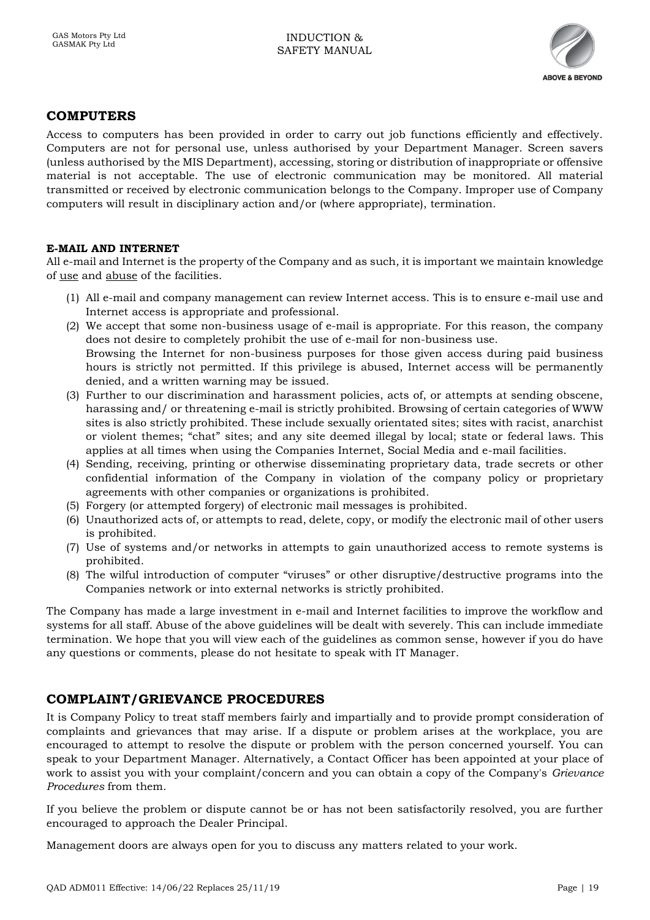## COMPUTERS

Access to computers has been provided in order to carry out job functions efficiently and effectively. Computers are not for personal use, unless authorised by your Department Manager. Screen savers (unless authorised by the MIS Department), accessing, storing or distribution of inappropriate or offensive material is not acceptable. The use of electronic communication may be monitored. All material transmitted or received by electronic communication belongs to the Company. Improper use of Company computers will result in disciplinary action and/or (where appropriate), termination.

#### E-MAIL AND INTERNET

All e-mail and Internet is the property of the Company and as such, it is important we maintain knowledge of <u>use</u> and <u>abuse</u> of the facilities.

(1) All e-mail and company management can review Internet access. This is to ensure e-mail use and Internet access is appropriate and professional.

(2) We accept that some non-business usage of e-mail is appropriate. For this reason, the company does not desire to completely prohibit the use of e-mail for non-business use.
Browsing the Internet for non-business purposes for those given access during paid business hours is strictly not permitted. If this privilege is abused, Internet access will be permanently denied, and a written warning may be issued.

(3) Further to our discrimination and harassment policies, acts of, or attempts at sending obscene, harassing and/ or threatening e-mail is strictly prohibited. Browsing of certain categories of WWW sites is also strictly prohibited. These include sexually orientated sites; sites with racist, anarchist or violent themes; "chat" sites; and any site deemed illegal by local; state or federal laws. This applies at all times when using the Companies Internet, Social Media and e-mail facilities.

(4) Sending, receiving, printing or otherwise disseminating proprietary data, trade secrets or other confidential information of the Company in violation of the company policy or proprietary agreements with other companies or organizations is prohibited.

(5) Forgery (or attempted forgery) of electronic mail messages is prohibited.

(6) Unauthorized acts of, or attempts to read, delete, copy, or modify the electronic mail of other users is prohibited.

(7) Use of systems and/or networks in attempts to gain unauthorized access to remote systems is prohibited.

(8) The wilful introduction of computer "viruses" or other disruptive/destructive programs into the Companies network or into external networks is strictly prohibited.

The Company has made a large investment in e-mail and Internet facilities to improve the workflow and systems for all staff. Abuse of the above guidelines will be dealt with severely. This can include immediate termination. We hope that you will view each of the guidelines as common sense, however if you do have any questions or comments, please do not hesitate to speak with IT Manager.

## COMPLAINT/GRIEVANCE PROCEDURES

It is Company Policy to treat staff members fairly and impartially and to provide prompt consideration of complaints and grievances that may arise. If a dispute or problem arises at the workplace, you are encouraged to attempt to resolve the dispute or problem with the person concerned yourself. You can speak to your Department Manager. Alternatively, a Contact Officer has been appointed at your place of work to assist you with your complaint/concern and you can obtain a copy of the Company's *Grievance Procedures* from them.

If you believe the problem or dispute cannot be or has not been satisfactorily resolved, you are further encouraged to approach the Dealer Principal.

Management doors are always open for you to discuss any matters related to your work.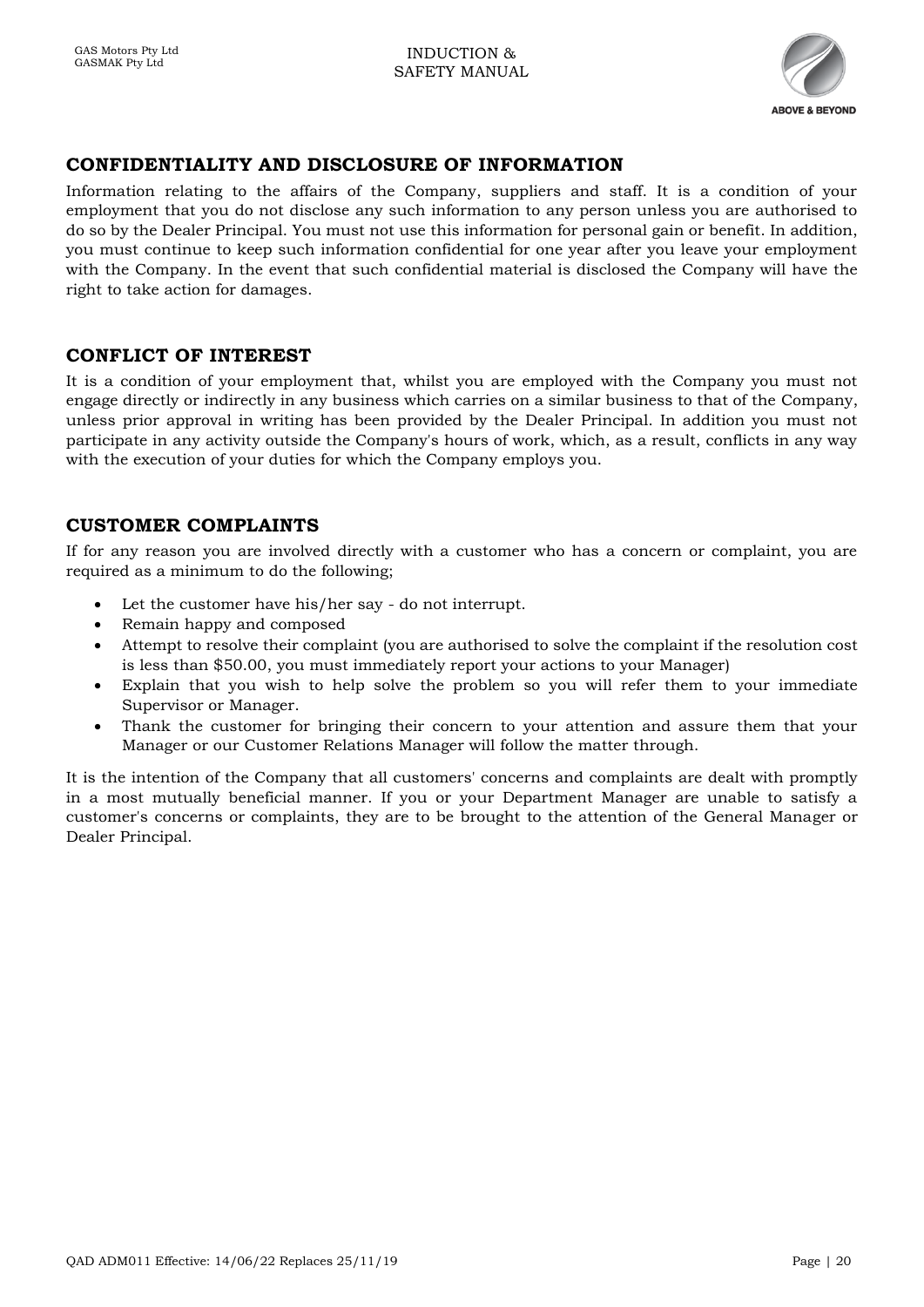## CONFIDENTIALITY AND DISCLOSURE OF INFORMATION

Information relating to the affairs of the Company, suppliers and staff. It is a condition of your employment that you do not disclose any such information to any person unless you are authorised to do so by the Dealer Principal. You must not use this information for personal gain or benefit. In addition, you must continue to keep such information confidential for one year after you leave your employment with the Company. In the event that such confidential material is disclosed the Company will have the right to take action for damages.

## CONFLICT OF INTEREST

It is a condition of your employment that, whilst you are employed with the Company you must not engage directly or indirectly in any business which carries on a similar business to that of the Company, unless prior approval in writing has been provided by the Dealer Principal. In addition you must not participate in any activity outside the Company's hours of work, which, as a result, conflicts in any way with the execution of your duties for which the Company employs you.

## CUSTOMER COMPLAINTS

If for any reason you are involved directly with a customer who has a concern or complaint, you are required as a minimum to do the following;

- Let the customer have his/her say - do not interrupt.
- Remain happy and composed
- Attempt to resolve their complaint (you are authorised to solve the complaint if the resolution cost is less than $50.00, you must immediately report your actions to your Manager)
- Explain that you wish to help solve the problem so you will refer them to your immediate Supervisor or Manager.
- Thank the customer for bringing their concern to your attention and assure them that your Manager or our Customer Relations Manager will follow the matter through.

It is the intention of the Company that all customers' concerns and complaints are dealt with promptly in a most mutually beneficial manner. If you or your Department Manager are unable to satisfy a customer's concerns or complaints, they are to be brought to the attention of the General Manager or Dealer Principal.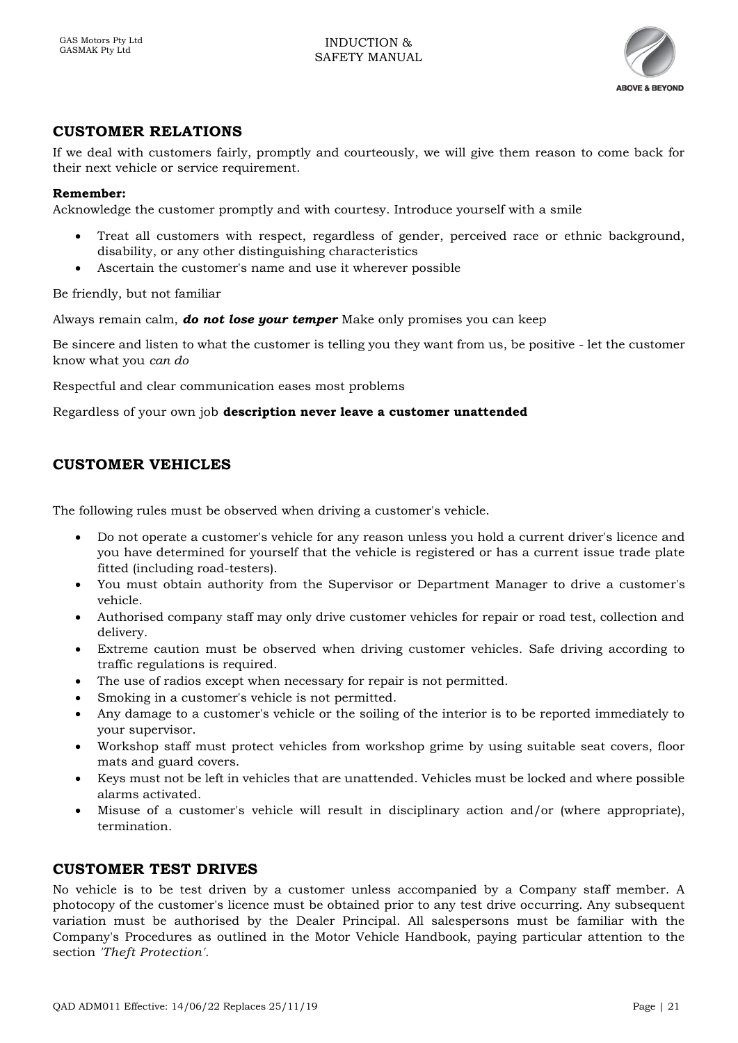## CUSTOMER RELATIONS

If we deal with customers fairly, promptly and courteously, we will give them reason to come back for their next vehicle or service requirement.

**Remember:**
Acknowledge the customer promptly and with courtesy. Introduce yourself with a smile

- Treat all customers with respect, regardless of gender, perceived race or ethnic background, disability, or any other distinguishing characteristics
- Ascertain the customer's name and use it wherever possible

Be friendly, but not familiar

Always remain calm, ***do not lose your temper*** Make only promises you can keep

Be sincere and listen to what the customer is telling you they want from us, be positive - let the customer know what you *can do*

Respectful and clear communication eases most problems

Regardless of your own job **description never leave a customer unattended**

## CUSTOMER VEHICLES

The following rules must be observed when driving a customer's vehicle.

- Do not operate a customer's vehicle for any reason unless you hold a current driver's licence and you have determined for yourself that the vehicle is registered or has a current issue trade plate fitted (including road-testers).
- You must obtain authority from the Supervisor or Department Manager to drive a customer's vehicle.
- Authorised company staff may only drive customer vehicles for repair or road test, collection and delivery.
- Extreme caution must be observed when driving customer vehicles. Safe driving according to traffic regulations is required.
- The use of radios except when necessary for repair is not permitted.
- Smoking in a customer's vehicle is not permitted.
- Any damage to a customer's vehicle or the soiling of the interior is to be reported immediately to your supervisor.
- Workshop staff must protect vehicles from workshop grime by using suitable seat covers, floor mats and guard covers.
- Keys must not be left in vehicles that are unattended. Vehicles must be locked and where possible alarms activated.
- Misuse of a customer's vehicle will result in disciplinary action and/or (where appropriate), termination.

## CUSTOMER TEST DRIVES

No vehicle is to be test driven by a customer unless accompanied by a Company staff member. A photocopy of the customer's licence must be obtained prior to any test drive occurring. Any subsequent variation must be authorised by the Dealer Principal. All salespersons must be familiar with the Company's Procedures as outlined in the Motor Vehicle Handbook, paying particular attention to the section *'Theft Protection'.*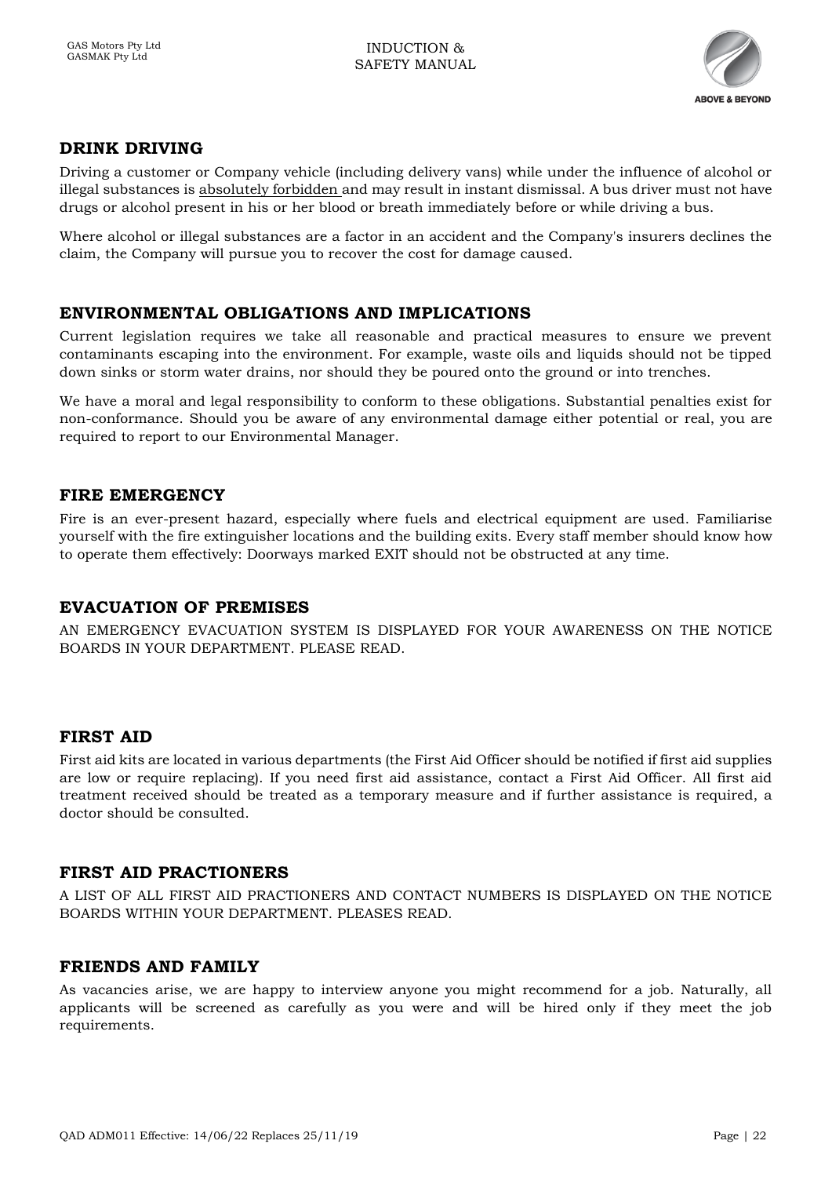## DRINK DRIVING

Driving a customer or Company vehicle (including delivery vans) while under the influence of alcohol or illegal substances is absolutely forbidden and may result in instant dismissal. A bus driver must not have drugs or alcohol present in his or her blood or breath immediately before or while driving a bus.

Where alcohol or illegal substances are a factor in an accident and the Company's insurers declines the claim, the Company will pursue you to recover the cost for damage caused.

## ENVIRONMENTAL OBLIGATIONS AND IMPLICATIONS

Current legislation requires we take all reasonable and practical measures to ensure we prevent contaminants escaping into the environment. For example, waste oils and liquids should not be tipped down sinks or storm water drains, nor should they be poured onto the ground or into trenches.

We have a moral and legal responsibility to conform to these obligations. Substantial penalties exist for non-conformance. Should you be aware of any environmental damage either potential or real, you are required to report to our Environmental Manager.

## FIRE EMERGENCY

Fire is an ever-present hazard, especially where fuels and electrical equipment are used. Familiarise yourself with the fire extinguisher locations and the building exits. Every staff member should know how to operate them effectively: Doorways marked EXIT should not be obstructed at any time.

## EVACUATION OF PREMISES

AN EMERGENCY EVACUATION SYSTEM IS DISPLAYED FOR YOUR AWARENESS ON THE NOTICE BOARDS IN YOUR DEPARTMENT. PLEASE READ.

## FIRST AID

First aid kits are located in various departments (the First Aid Officer should be notified if first aid supplies are low or require replacing). If you need first aid assistance, contact a First Aid Officer. All first aid treatment received should be treated as a temporary measure and if further assistance is required, a doctor should be consulted.

## FIRST AID PRACTIONERS

A LIST OF ALL FIRST AID PRACTIONERS AND CONTACT NUMBERS IS DISPLAYED ON THE NOTICE BOARDS WITHIN YOUR DEPARTMENT. PLEASES READ.

## FRIENDS AND FAMILY

As vacancies arise, we are happy to interview anyone you might recommend for a job. Naturally, all applicants will be screened as carefully as you were and will be hired only if they meet the job requirements.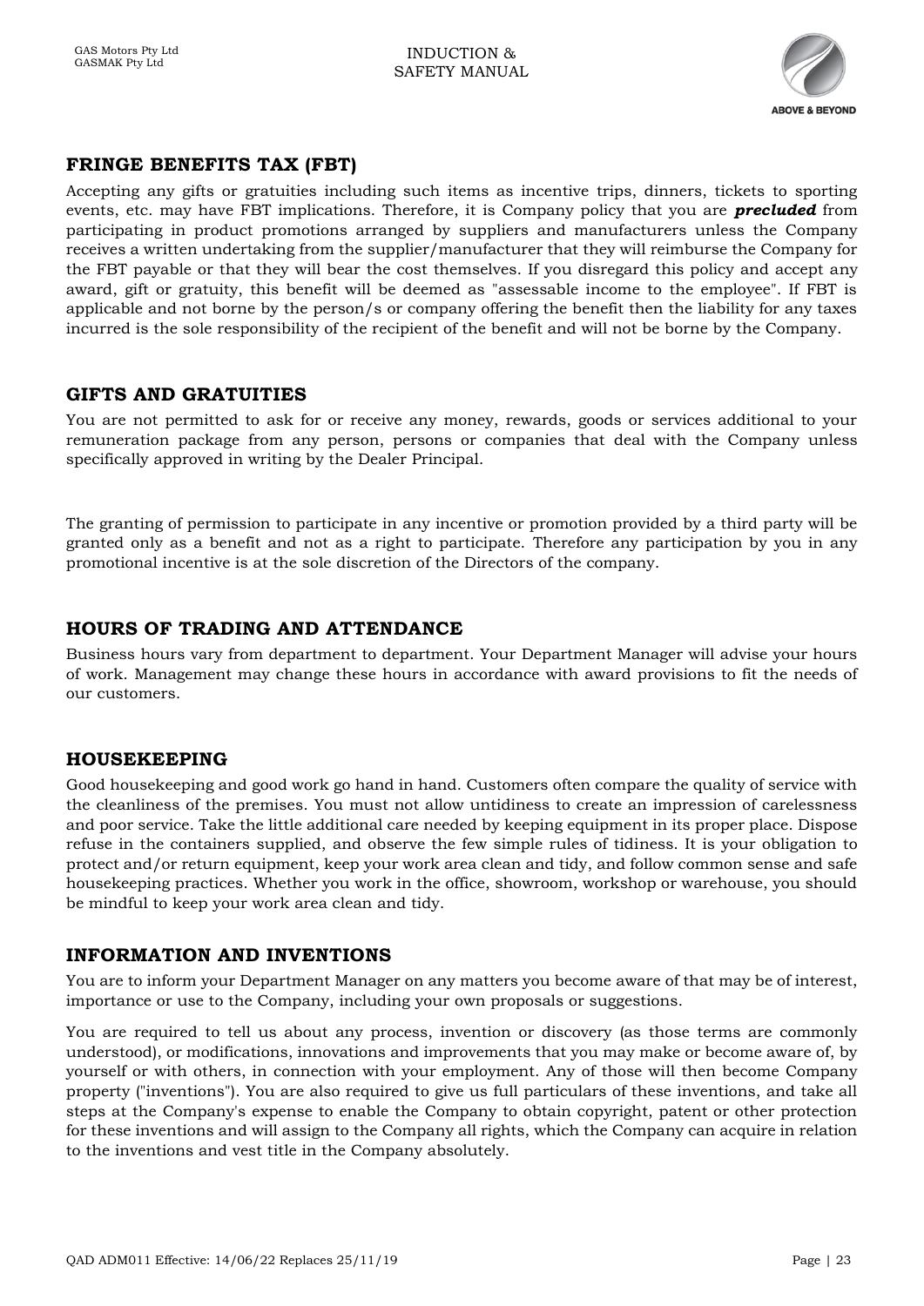## FRINGE BENEFITS TAX (FBT)

Accepting any gifts or gratuities including such items as incentive trips, dinners, tickets to sporting events, etc. may have FBT implications. Therefore, it is Company policy that you are ***precluded*** from participating in product promotions arranged by suppliers and manufacturers unless the Company receives a written undertaking from the supplier/manufacturer that they will reimburse the Company for the FBT payable or that they will bear the cost themselves. If you disregard this policy and accept any award, gift or gratuity, this benefit will be deemed as "assessable income to the employee". If FBT is applicable and not borne by the person/s or company offering the benefit then the liability for any taxes incurred is the sole responsibility of the recipient of the benefit and will not be borne by the Company.

## GIFTS AND GRATUITIES

You are not permitted to ask for or receive any money, rewards, goods or services additional to your remuneration package from any person, persons or companies that deal with the Company unless specifically approved in writing by the Dealer Principal.

The granting of permission to participate in any incentive or promotion provided by a third party will be granted only as a benefit and not as a right to participate. Therefore any participation by you in any promotional incentive is at the sole discretion of the Directors of the company.

## HOURS OF TRADING AND ATTENDANCE

Business hours vary from department to department. Your Department Manager will advise your hours of work. Management may change these hours in accordance with award provisions to fit the needs of our customers.

## HOUSEKEEPING

Good housekeeping and good work go hand in hand. Customers often compare the quality of service with the cleanliness of the premises. You must not allow untidiness to create an impression of carelessness and poor service. Take the little additional care needed by keeping equipment in its proper place. Dispose refuse in the containers supplied, and observe the few simple rules of tidiness. It is your obligation to protect and/or return equipment, keep your work area clean and tidy, and follow common sense and safe housekeeping practices. Whether you work in the office, showroom, workshop or warehouse, you should be mindful to keep your work area clean and tidy.

## INFORMATION AND INVENTIONS

You are to inform your Department Manager on any matters you become aware of that may be of interest, importance or use to the Company, including your own proposals or suggestions.

You are required to tell us about any process, invention or discovery (as those terms are commonly understood), or modifications, innovations and improvements that you may make or become aware of, by yourself or with others, in connection with your employment. Any of those will then become Company property ("inventions"). You are also required to give us full particulars of these inventions, and take all steps at the Company's expense to enable the Company to obtain copyright, patent or other protection for these inventions and will assign to the Company all rights, which the Company can acquire in relation to the inventions and vest title in the Company absolutely.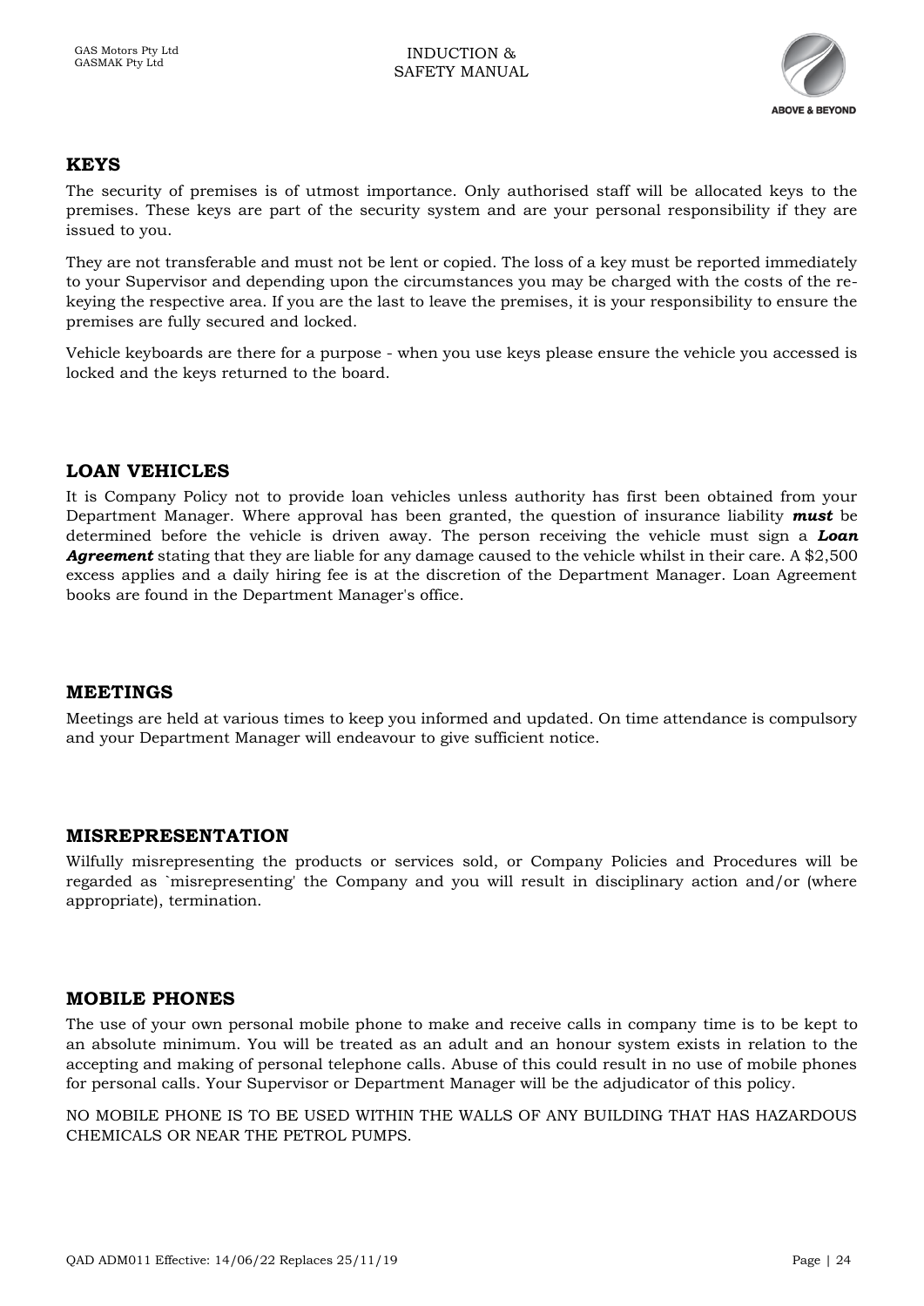## KEYS

The security of premises is of utmost importance. Only authorised staff will be allocated keys to the premises. These keys are part of the security system and are your personal responsibility if they are issued to you.

They are not transferable and must not be lent or copied. The loss of a key must be reported immediately to your Supervisor and depending upon the circumstances you may be charged with the costs of the re-keying the respective area. If you are the last to leave the premises, it is your responsibility to ensure the premises are fully secured and locked.

Vehicle keyboards are there for a purpose - when you use keys please ensure the vehicle you accessed is locked and the keys returned to the board.

## LOAN VEHICLES

It is Company Policy not to provide loan vehicles unless authority has first been obtained from your Department Manager. Where approval has been granted, the question of insurance liability ***must*** be determined before the vehicle is driven away. The person receiving the vehicle must sign a ***Loan Agreement*** stating that they are liable for any damage caused to the vehicle whilst in their care. A $2,500 excess applies and a daily hiring fee is at the discretion of the Department Manager. Loan Agreement books are found in the Department Manager's office.

## MEETINGS

Meetings are held at various times to keep you informed and updated. On time attendance is compulsory and your Department Manager will endeavour to give sufficient notice.

## MISREPRESENTATION

Wilfully misrepresenting the products or services sold, or Company Policies and Procedures will be regarded as `misrepresenting' the Company and you will result in disciplinary action and/or (where appropriate), termination.

## MOBILE PHONES

The use of your own personal mobile phone to make and receive calls in company time is to be kept to an absolute minimum. You will be treated as an adult and an honour system exists in relation to the accepting and making of personal telephone calls. Abuse of this could result in no use of mobile phones for personal calls. Your Supervisor or Department Manager will be the adjudicator of this policy.

NO MOBILE PHONE IS TO BE USED WITHIN THE WALLS OF ANY BUILDING THAT HAS HAZARDOUS CHEMICALS OR NEAR THE PETROL PUMPS.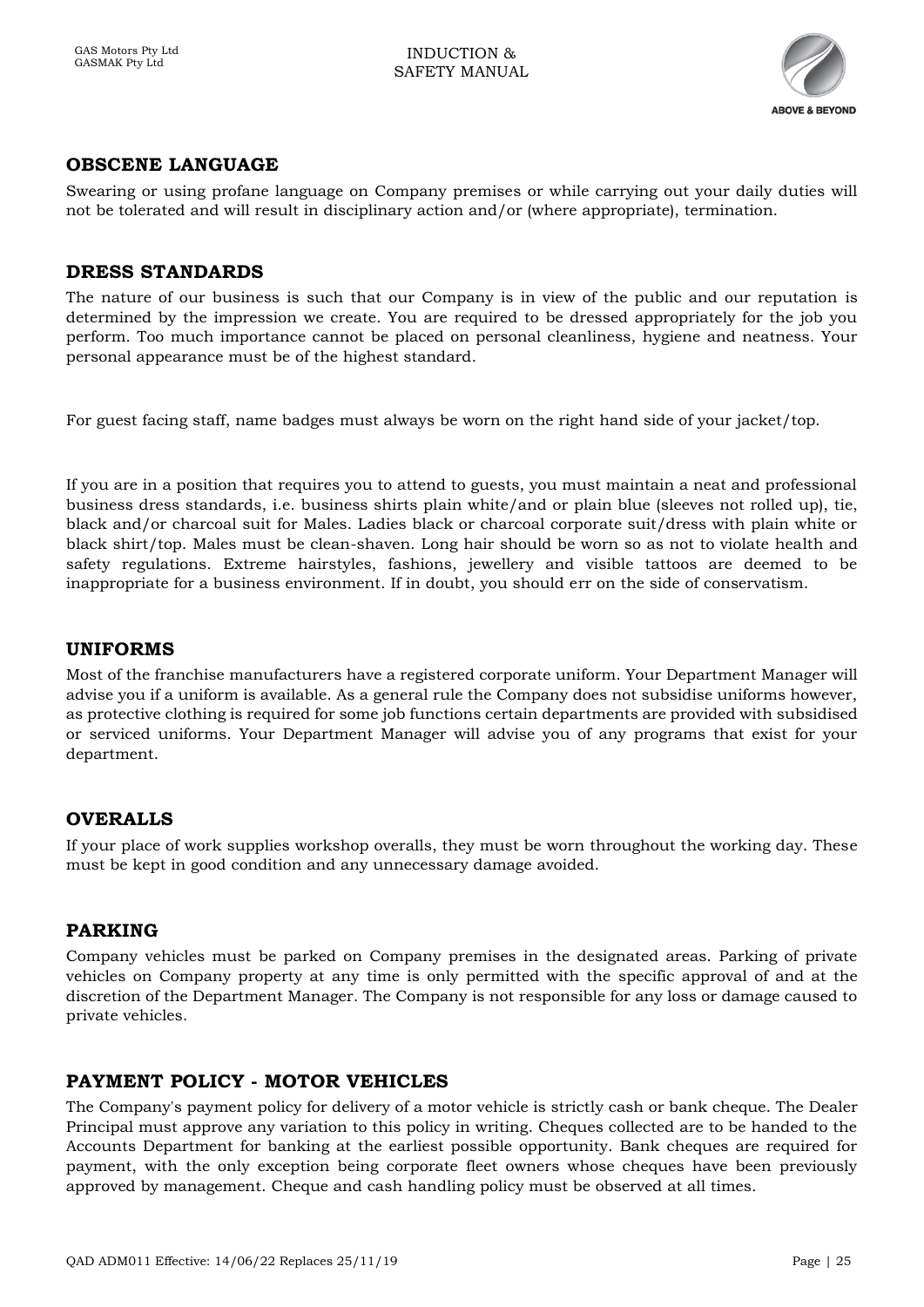## OBSCENE LANGUAGE

Swearing or using profane language on Company premises or while carrying out your daily duties will not be tolerated and will result in disciplinary action and/or (where appropriate), termination.

## DRESS STANDARDS

The nature of our business is such that our Company is in view of the public and our reputation is determined by the impression we create. You are required to be dressed appropriately for the job you perform. Too much importance cannot be placed on personal cleanliness, hygiene and neatness. Your personal appearance must be of the highest standard.

For guest facing staff, name badges must always be worn on the right hand side of your jacket/top.

If you are in a position that requires you to attend to guests, you must maintain a neat and professional business dress standards, i.e. business shirts plain white/and or plain blue (sleeves not rolled up), tie, black and/or charcoal suit for Males. Ladies black or charcoal corporate suit/dress with plain white or black shirt/top. Males must be clean-shaven. Long hair should be worn so as not to violate health and safety regulations. Extreme hairstyles, fashions, jewellery and visible tattoos are deemed to be inappropriate for a business environment. If in doubt, you should err on the side of conservatism.

## UNIFORMS

Most of the franchise manufacturers have a registered corporate uniform. Your Department Manager will advise you if a uniform is available. As a general rule the Company does not subsidise uniforms however, as protective clothing is required for some job functions certain departments are provided with subsidised or serviced uniforms. Your Department Manager will advise you of any programs that exist for your department.

## OVERALLS

If your place of work supplies workshop overalls, they must be worn throughout the working day. These must be kept in good condition and any unnecessary damage avoided.

## PARKING

Company vehicles must be parked on Company premises in the designated areas. Parking of private vehicles on Company property at any time is only permitted with the specific approval of and at the discretion of the Department Manager. The Company is not responsible for any loss or damage caused to private vehicles.

## PAYMENT POLICY - MOTOR VEHICLES

The Company's payment policy for delivery of a motor vehicle is strictly cash or bank cheque. The Dealer Principal must approve any variation to this policy in writing. Cheques collected are to be handed to the Accounts Department for banking at the earliest possible opportunity. Bank cheques are required for payment, with the only exception being corporate fleet owners whose cheques have been previously approved by management. Cheque and cash handling policy must be observed at all times.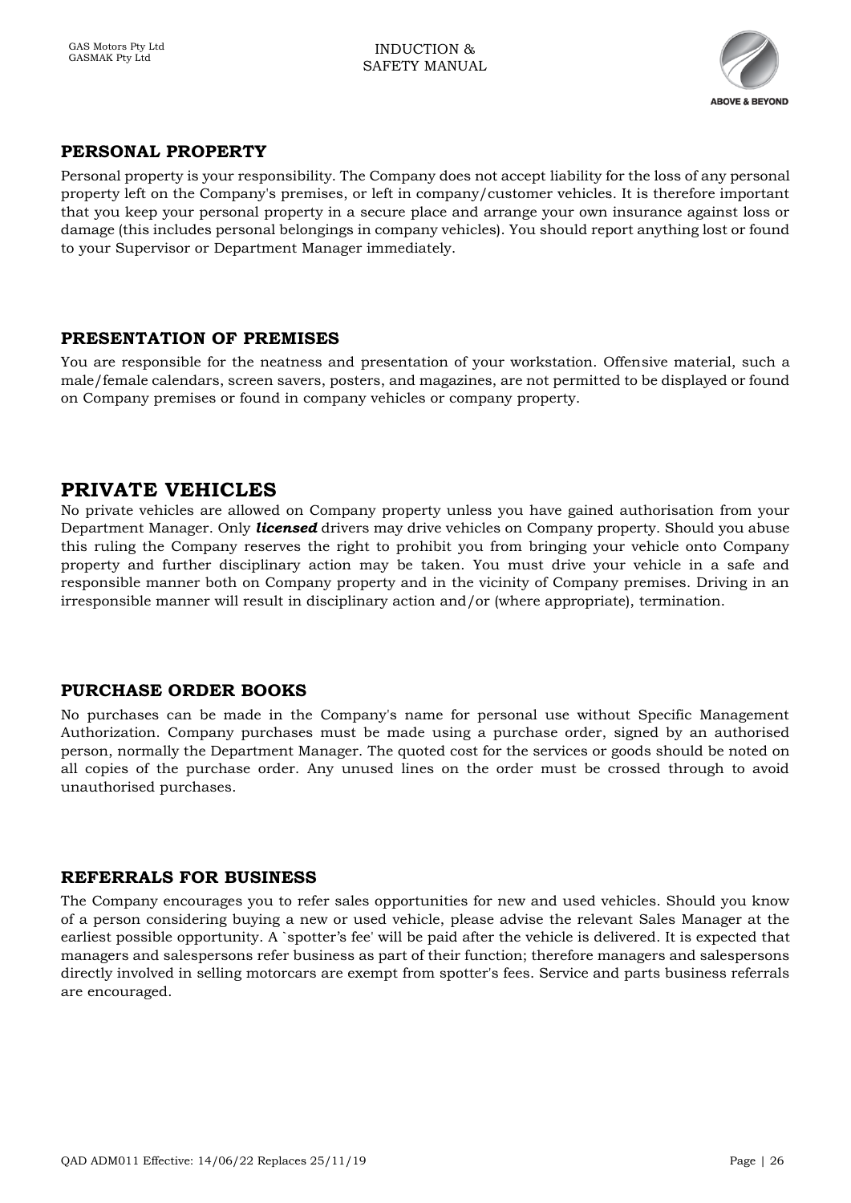## PERSONAL PROPERTY

Personal property is your responsibility. The Company does not accept liability for the loss of any personal property left on the Company's premises, or left in company/customer vehicles. It is therefore important that you keep your personal property in a secure place and arrange your own insurance against loss or damage (this includes personal belongings in company vehicles). You should report anything lost or found to your Supervisor or Department Manager immediately.

## PRESENTATION OF PREMISES

You are responsible for the neatness and presentation of your workstation. Offensive material, such a male/female calendars, screen savers, posters, and magazines, are not permitted to be displayed or found on Company premises or found in company vehicles or company property.

# PRIVATE VEHICLES

No private vehicles are allowed on Company property unless you have gained authorisation from your Department Manager. Only ***licensed*** drivers may drive vehicles on Company property. Should you abuse this ruling the Company reserves the right to prohibit you from bringing your vehicle onto Company property and further disciplinary action may be taken. You must drive your vehicle in a safe and responsible manner both on Company property and in the vicinity of Company premises. Driving in an irresponsible manner will result in disciplinary action and/or (where appropriate), termination.

## PURCHASE ORDER BOOKS

No purchases can be made in the Company's name for personal use without Specific Management Authorization. Company purchases must be made using a purchase order, signed by an authorised person, normally the Department Manager. The quoted cost for the services or goods should be noted on all copies of the purchase order. Any unused lines on the order must be crossed through to avoid unauthorised purchases.

## REFERRALS FOR BUSINESS

The Company encourages you to refer sales opportunities for new and used vehicles. Should you know of a person considering buying a new or used vehicle, please advise the relevant Sales Manager at the earliest possible opportunity. A `spotter's fee' will be paid after the vehicle is delivered. It is expected that managers and salespersons refer business as part of their function; therefore managers and salespersons directly involved in selling motorcars are exempt from spotter's fees. Service and parts business referrals are encouraged.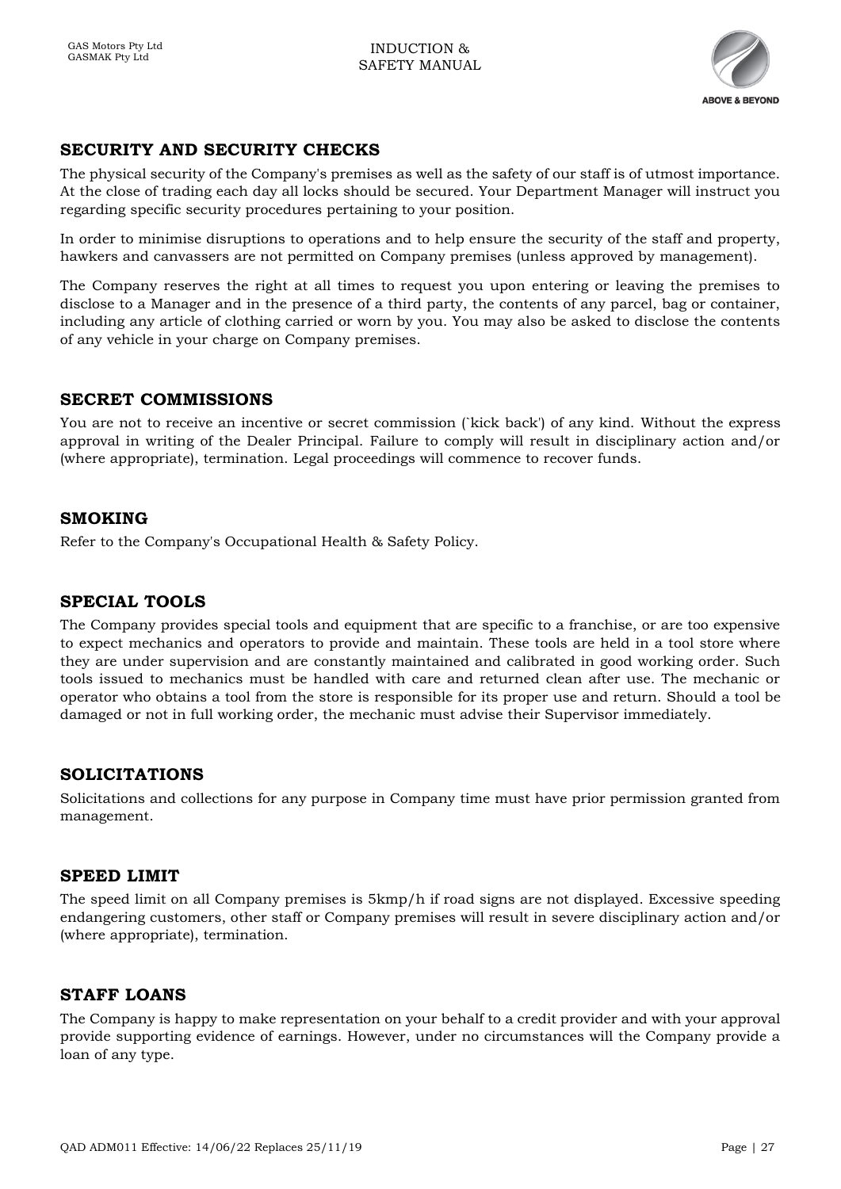## SECURITY AND SECURITY CHECKS

The physical security of the Company's premises as well as the safety of our staff is of utmost importance. At the close of trading each day all locks should be secured. Your Department Manager will instruct you regarding specific security procedures pertaining to your position.

In order to minimise disruptions to operations and to help ensure the security of the staff and property, hawkers and canvassers are not permitted on Company premises (unless approved by management).

The Company reserves the right at all times to request you upon entering or leaving the premises to disclose to a Manager and in the presence of a third party, the contents of any parcel, bag or container, including any article of clothing carried or worn by you. You may also be asked to disclose the contents of any vehicle in your charge on Company premises.

## SECRET COMMISSIONS

You are not to receive an incentive or secret commission (`kick back') of any kind. Without the express approval in writing of the Dealer Principal. Failure to comply will result in disciplinary action and/or (where appropriate), termination. Legal proceedings will commence to recover funds.

## SMOKING

Refer to the Company's Occupational Health & Safety Policy.

## SPECIAL TOOLS

The Company provides special tools and equipment that are specific to a franchise, or are too expensive to expect mechanics and operators to provide and maintain. These tools are held in a tool store where they are under supervision and are constantly maintained and calibrated in good working order. Such tools issued to mechanics must be handled with care and returned clean after use. The mechanic or operator who obtains a tool from the store is responsible for its proper use and return. Should a tool be damaged or not in full working order, the mechanic must advise their Supervisor immediately.

## SOLICITATIONS

Solicitations and collections for any purpose in Company time must have prior permission granted from management.

## SPEED LIMIT

The speed limit on all Company premises is 5kmp/h if road signs are not displayed. Excessive speeding endangering customers, other staff or Company premises will result in severe disciplinary action and/or (where appropriate), termination.

## STAFF LOANS

The Company is happy to make representation on your behalf to a credit provider and with your approval provide supporting evidence of earnings. However, under no circumstances will the Company provide a loan of any type.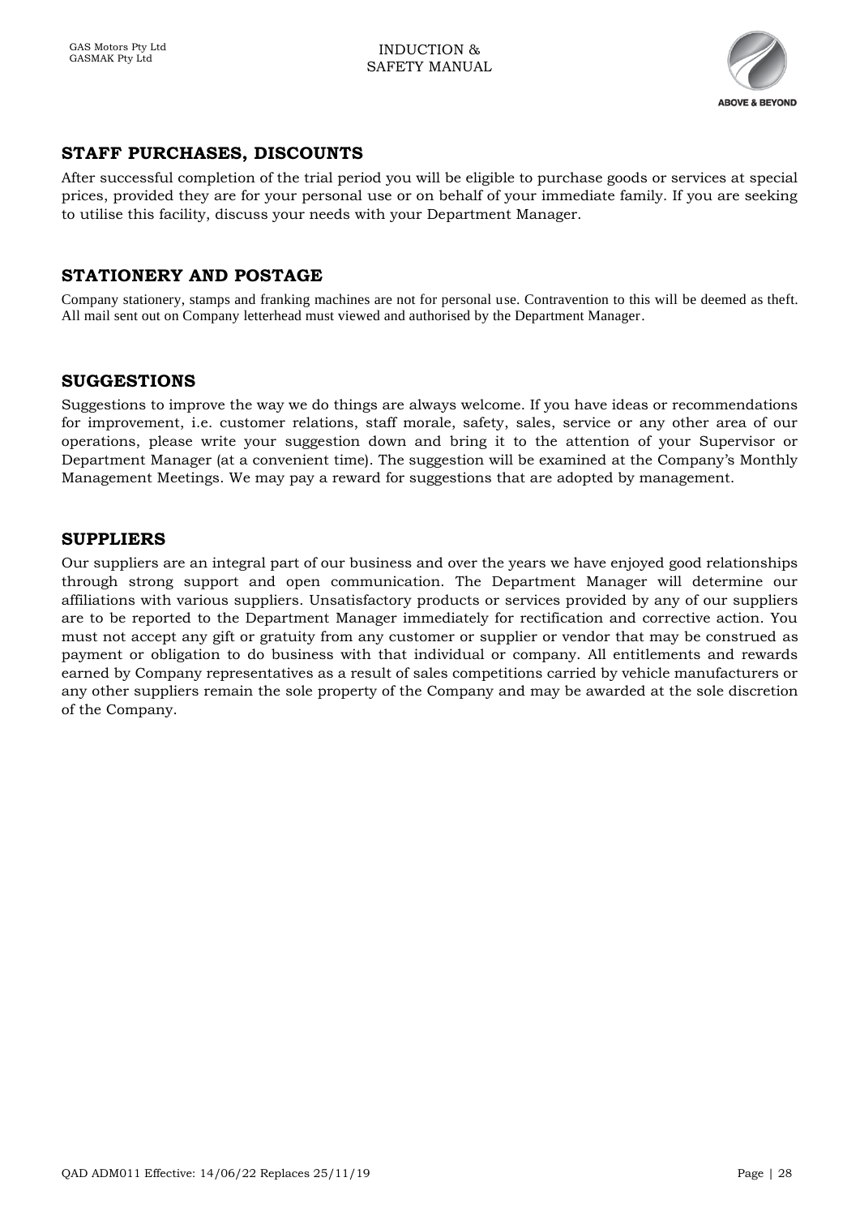## STAFF PURCHASES, DISCOUNTS

After successful completion of the trial period you will be eligible to purchase goods or services at special prices, provided they are for your personal use or on behalf of your immediate family. If you are seeking to utilise this facility, discuss your needs with your Department Manager.

## STATIONERY AND POSTAGE

Company stationery, stamps and franking machines are not for personal use. Contravention to this will be deemed as theft. All mail sent out on Company letterhead must viewed and authorised by the Department Manager.

## SUGGESTIONS

Suggestions to improve the way we do things are always welcome. If you have ideas or recommendations for improvement, i.e. customer relations, staff morale, safety, sales, service or any other area of our operations, please write your suggestion down and bring it to the attention of your Supervisor or Department Manager (at a convenient time). The suggestion will be examined at the Company's Monthly Management Meetings. We may pay a reward for suggestions that are adopted by management.

## SUPPLIERS

Our suppliers are an integral part of our business and over the years we have enjoyed good relationships through strong support and open communication. The Department Manager will determine our affiliations with various suppliers. Unsatisfactory products or services provided by any of our suppliers are to be reported to the Department Manager immediately for rectification and corrective action. You must not accept any gift or gratuity from any customer or supplier or vendor that may be construed as payment or obligation to do business with that individual or company. All entitlements and rewards earned by Company representatives as a result of sales competitions carried by vehicle manufacturers or any other suppliers remain the sole property of the Company and may be awarded at the sole discretion of the Company.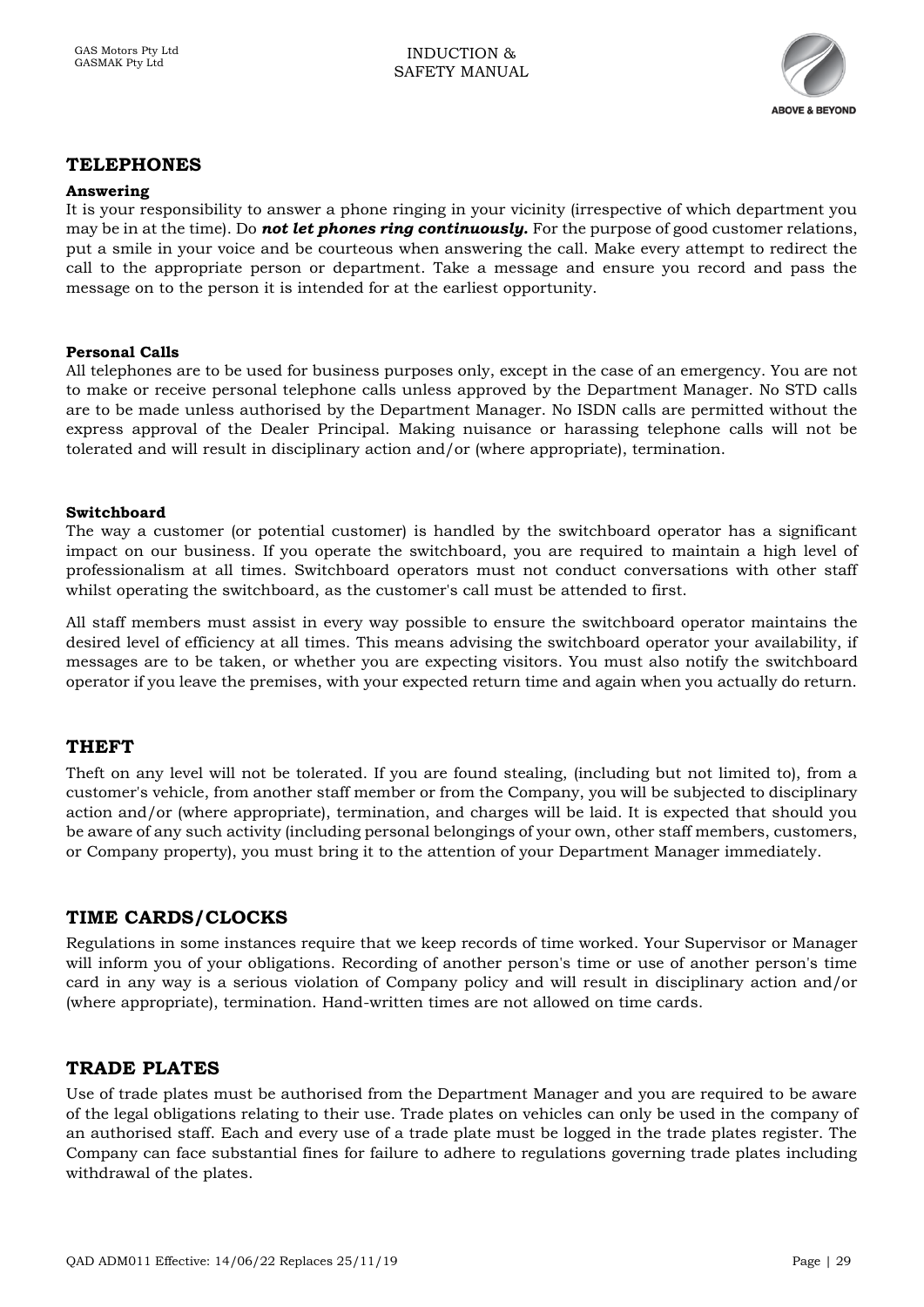## TELEPHONES

**Answering**

It is your responsibility to answer a phone ringing in your vicinity (irrespective of which department you may be in at the time). Do ***not let phones ring continuously.*** For the purpose of good customer relations, put a smile in your voice and be courteous when answering the call. Make every attempt to redirect the call to the appropriate person or department. Take a message and ensure you record and pass the message on to the person it is intended for at the earliest opportunity.

**Personal Calls**

All telephones are to be used for business purposes only, except in the case of an emergency. You are not to make or receive personal telephone calls unless approved by the Department Manager. No STD calls are to be made unless authorised by the Department Manager. No ISDN calls are permitted without the express approval of the Dealer Principal. Making nuisance or harassing telephone calls will not be tolerated and will result in disciplinary action and/or (where appropriate), termination.

**Switchboard**

The way a customer (or potential customer) is handled by the switchboard operator has a significant impact on our business. If you operate the switchboard, you are required to maintain a high level of professionalism at all times. Switchboard operators must not conduct conversations with other staff whilst operating the switchboard, as the customer's call must be attended to first.

All staff members must assist in every way possible to ensure the switchboard operator maintains the desired level of efficiency at all times. This means advising the switchboard operator your availability, if messages are to be taken, or whether you are expecting visitors. You must also notify the switchboard operator if you leave the premises, with your expected return time and again when you actually do return.

## THEFT

Theft on any level will not be tolerated. If you are found stealing, (including but not limited to), from a customer's vehicle, from another staff member or from the Company, you will be subjected to disciplinary action and/or (where appropriate), termination, and charges will be laid. It is expected that should you be aware of any such activity (including personal belongings of your own, other staff members, customers, or Company property), you must bring it to the attention of your Department Manager immediately.

## TIME CARDS/CLOCKS

Regulations in some instances require that we keep records of time worked. Your Supervisor or Manager will inform you of your obligations. Recording of another person's time or use of another person's time card in any way is a serious violation of Company policy and will result in disciplinary action and/or (where appropriate), termination. Hand-written times are not allowed on time cards.

## TRADE PLATES

Use of trade plates must be authorised from the Department Manager and you are required to be aware of the legal obligations relating to their use. Trade plates on vehicles can only be used in the company of an authorised staff. Each and every use of a trade plate must be logged in the trade plates register. The Company can face substantial fines for failure to adhere to regulations governing trade plates including withdrawal of the plates.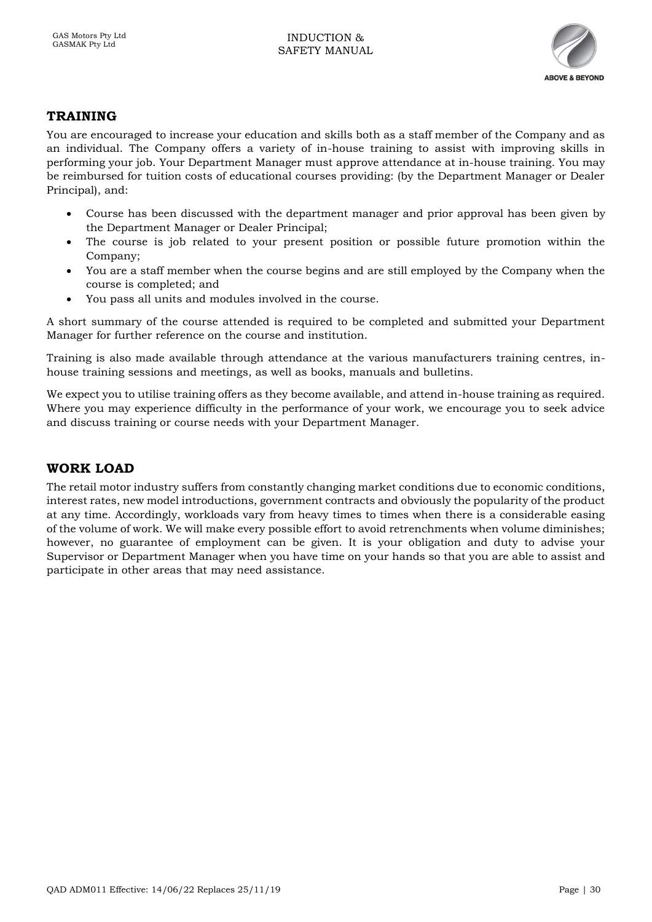## TRAINING

You are encouraged to increase your education and skills both as a staff member of the Company and as an individual. The Company offers a variety of in-house training to assist with improving skills in performing your job. Your Department Manager must approve attendance at in-house training. You may be reimbursed for tuition costs of educational courses providing: (by the Department Manager or Dealer Principal), and:

- Course has been discussed with the department manager and prior approval has been given by the Department Manager or Dealer Principal;
- The course is job related to your present position or possible future promotion within the Company;
- You are a staff member when the course begins and are still employed by the Company when the course is completed; and
- You pass all units and modules involved in the course.

A short summary of the course attended is required to be completed and submitted your Department Manager for further reference on the course and institution.

Training is also made available through attendance at the various manufacturers training centres, in-house training sessions and meetings, as well as books, manuals and bulletins.

We expect you to utilise training offers as they become available, and attend in-house training as required. Where you may experience difficulty in the performance of your work, we encourage you to seek advice and discuss training or course needs with your Department Manager.

## WORK LOAD

The retail motor industry suffers from constantly changing market conditions due to economic conditions, interest rates, new model introductions, government contracts and obviously the popularity of the product at any time. Accordingly, workloads vary from heavy times to times when there is a considerable easing of the volume of work. We will make every possible effort to avoid retrenchments when volume diminishes; however, no guarantee of employment can be given. It is your obligation and duty to advise your Supervisor or Department Manager when you have time on your hands so that you are able to assist and participate in other areas that may need assistance.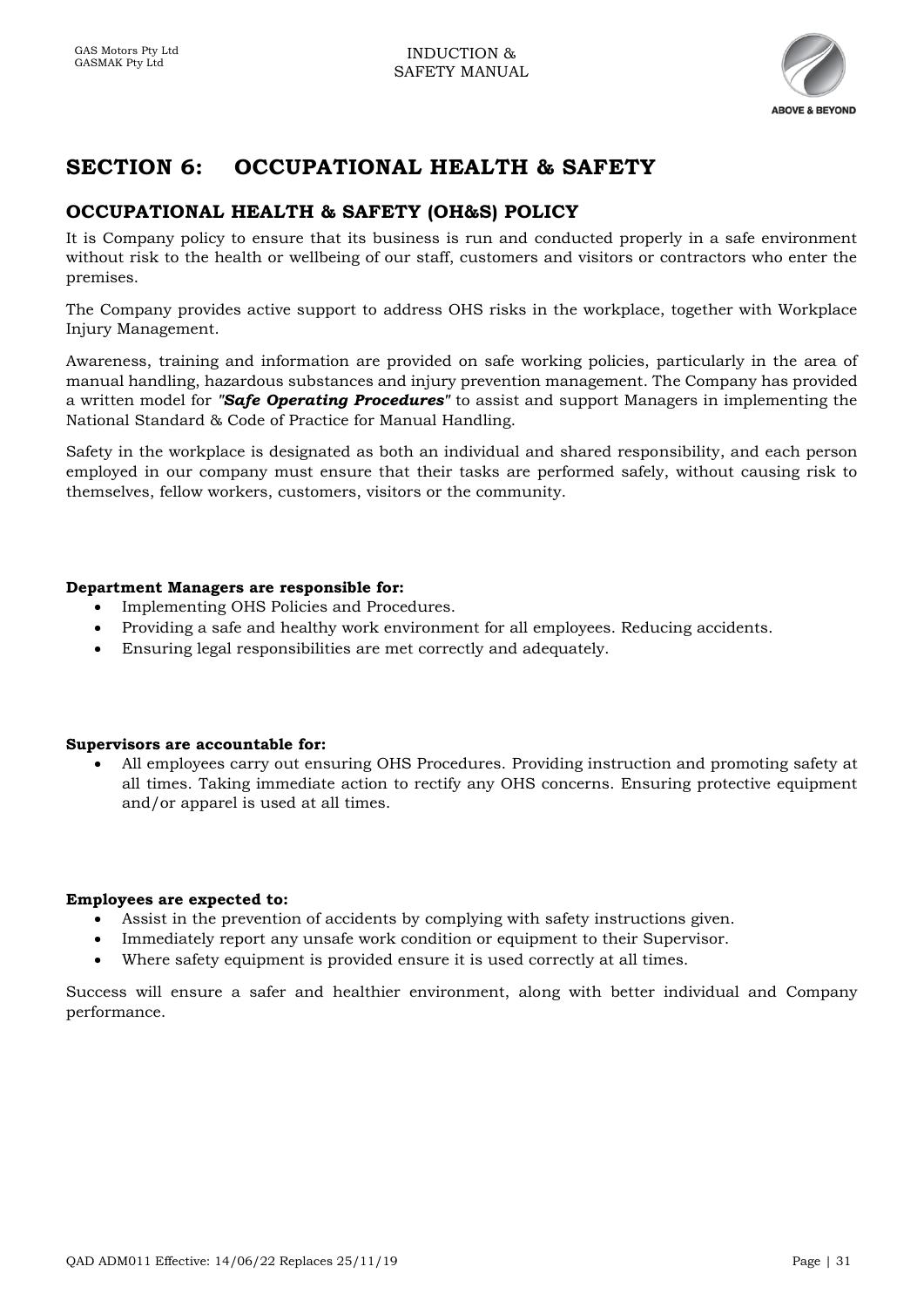# SECTION 6: OCCUPATIONAL HEALTH & SAFETY

## OCCUPATIONAL HEALTH & SAFETY (OH&S) POLICY

It is Company policy to ensure that its business is run and conducted properly in a safe environment without risk to the health or wellbeing of our staff, customers and visitors or contractors who enter the premises.

The Company provides active support to address OHS risks in the workplace, together with Workplace Injury Management.

Awareness, training and information are provided on safe working policies, particularly in the area of manual handling, hazardous substances and injury prevention management. The Company has provided a written model for ***"Safe Operating Procedures"*** to assist and support Managers in implementing the National Standard & Code of Practice for Manual Handling.

Safety in the workplace is designated as both an individual and shared responsibility, and each person employed in our company must ensure that their tasks are performed safely, without causing risk to themselves, fellow workers, customers, visitors or the community.

**Department Managers are responsible for:**

- Implementing OHS Policies and Procedures.
- Providing a safe and healthy work environment for all employees. Reducing accidents.
- Ensuring legal responsibilities are met correctly and adequately.

**Supervisors are accountable for:**

- All employees carry out ensuring OHS Procedures. Providing instruction and promoting safety at all times. Taking immediate action to rectify any OHS concerns. Ensuring protective equipment and/or apparel is used at all times.

**Employees are expected to:**

- Assist in the prevention of accidents by complying with safety instructions given.
- Immediately report any unsafe work condition or equipment to their Supervisor.
- Where safety equipment is provided ensure it is used correctly at all times.

Success will ensure a safer and healthier environment, along with better individual and Company performance.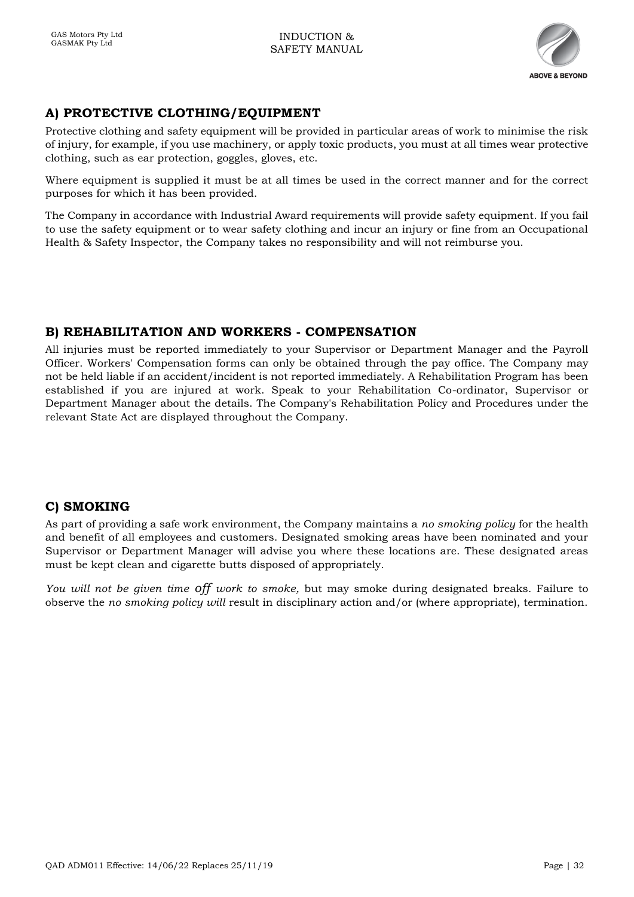## A) PROTECTIVE CLOTHING/EQUIPMENT

Protective clothing and safety equipment will be provided in particular areas of work to minimise the risk of injury, for example, if you use machinery, or apply toxic products, you must at all times wear protective clothing, such as ear protection, goggles, gloves, etc.

Where equipment is supplied it must be at all times be used in the correct manner and for the correct purposes for which it has been provided.

The Company in accordance with Industrial Award requirements will provide safety equipment. If you fail to use the safety equipment or to wear safety clothing and incur an injury or fine from an Occupational Health & Safety Inspector, the Company takes no responsibility and will not reimburse you.

## B) REHABILITATION AND WORKERS - COMPENSATION

All injuries must be reported immediately to your Supervisor or Department Manager and the Payroll Officer. Workers' Compensation forms can only be obtained through the pay office. The Company may not be held liable if an accident/incident is not reported immediately. A Rehabilitation Program has been established if you are injured at work. Speak to your Rehabilitation Co-ordinator, Supervisor or Department Manager about the details. The Company's Rehabilitation Policy and Procedures under the relevant State Act are displayed throughout the Company.

## C) SMOKING

As part of providing a safe work environment, the Company maintains a *no smoking policy* for the health and benefit of all employees and customers. Designated smoking areas have been nominated and your Supervisor or Department Manager will advise you where these locations are. These designated areas must be kept clean and cigarette butts disposed of appropriately.

*You will not be given time off work to smoke,* but may smoke during designated breaks. Failure to observe the *no smoking policy will* result in disciplinary action and/or (where appropriate), termination.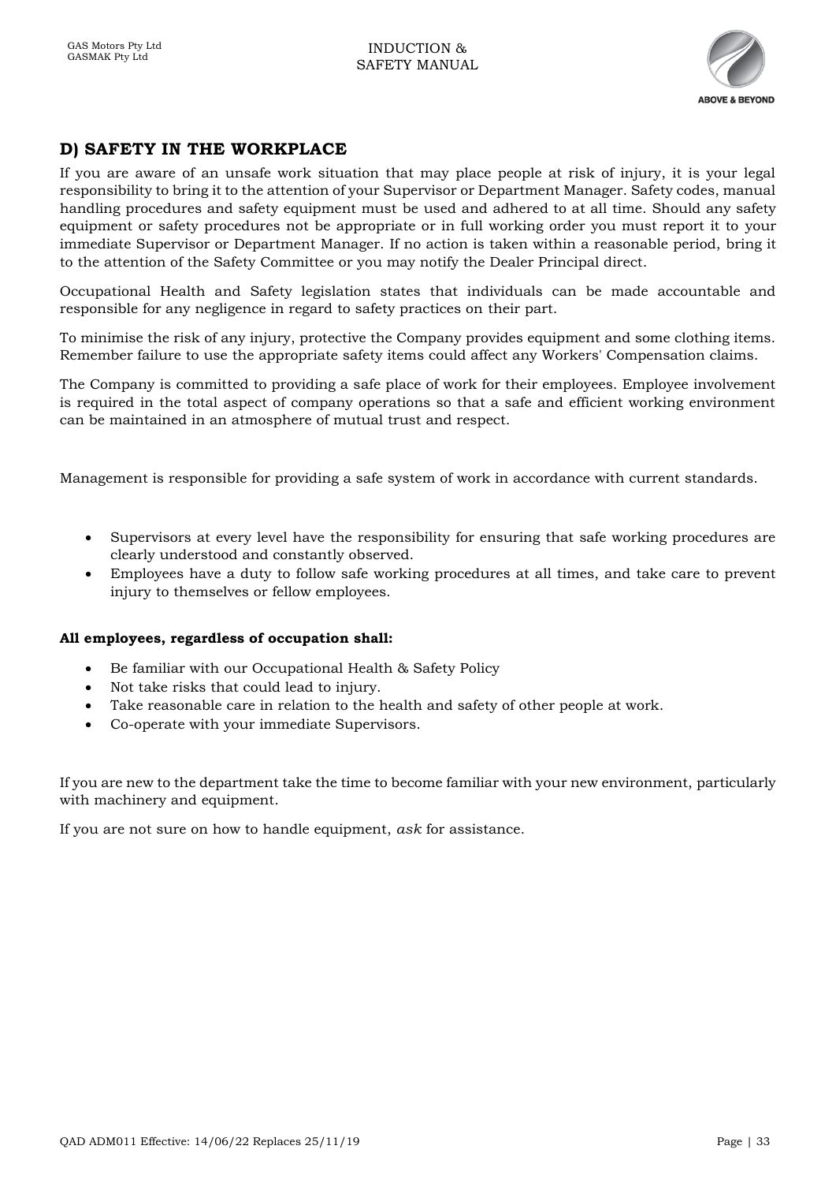## D) SAFETY IN THE WORKPLACE

If you are aware of an unsafe work situation that may place people at risk of injury, it is your legal responsibility to bring it to the attention of your Supervisor or Department Manager. Safety codes, manual handling procedures and safety equipment must be used and adhered to at all time. Should any safety equipment or safety procedures not be appropriate or in full working order you must report it to your immediate Supervisor or Department Manager. If no action is taken within a reasonable period, bring it to the attention of the Safety Committee or you may notify the Dealer Principal direct.

Occupational Health and Safety legislation states that individuals can be made accountable and responsible for any negligence in regard to safety practices on their part.

To minimise the risk of any injury, protective the Company provides equipment and some clothing items. Remember failure to use the appropriate safety items could affect any Workers' Compensation claims.

The Company is committed to providing a safe place of work for their employees. Employee involvement is required in the total aspect of company operations so that a safe and efficient working environment can be maintained in an atmosphere of mutual trust and respect.

Management is responsible for providing a safe system of work in accordance with current standards.

- Supervisors at every level have the responsibility for ensuring that safe working procedures are clearly understood and constantly observed.
- Employees have a duty to follow safe working procedures at all times, and take care to prevent injury to themselves or fellow employees.

**All employees, regardless of occupation shall:**

- Be familiar with our Occupational Health & Safety Policy
- Not take risks that could lead to injury.
- Take reasonable care in relation to the health and safety of other people at work.
- Co-operate with your immediate Supervisors.

If you are new to the department take the time to become familiar with your new environment, particularly with machinery and equipment.

If you are not sure on how to handle equipment, *ask* for assistance.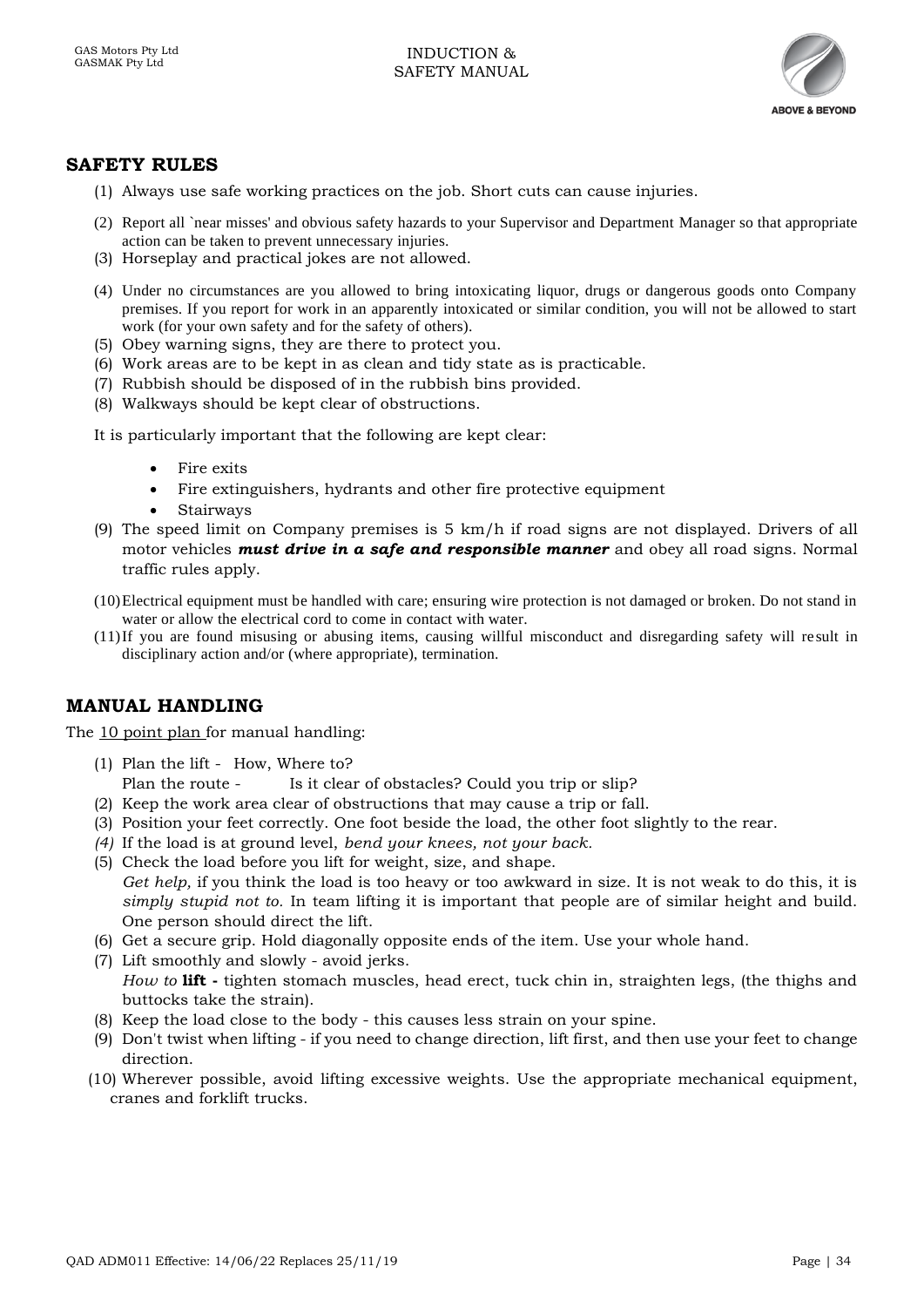## SAFETY RULES

(1) Always use safe working practices on the job. Short cuts can cause injuries.

(2) Report all `near misses' and obvious safety hazards to your Supervisor and Department Manager so that appropriate action can be taken to prevent unnecessary injuries.

(3) Horseplay and practical jokes are not allowed.

(4) Under no circumstances are you allowed to bring intoxicating liquor, drugs or dangerous goods onto Company premises. If you report for work in an apparently intoxicated or similar condition, you will not be allowed to start work (for your own safety and for the safety of others).

(5) Obey warning signs, they are there to protect you.

(6) Work areas are to be kept in as clean and tidy state as is practicable.

(7) Rubbish should be disposed of in the rubbish bins provided.

(8) Walkways should be kept clear of obstructions.

It is particularly important that the following are kept clear:

- Fire exits
- Fire extinguishers, hydrants and other fire protective equipment
- Stairways

(9) The speed limit on Company premises is 5 km/h if road signs are not displayed. Drivers of all motor vehicles ***must drive in a safe and responsible manner*** and obey all road signs. Normal traffic rules apply.

(10) Electrical equipment must be handled with care; ensuring wire protection is not damaged or broken. Do not stand in water or allow the electrical cord to come in contact with water.

(11) If you are found misusing or abusing items, causing willful misconduct and disregarding safety will result in disciplinary action and/or (where appropriate), termination.

## MANUAL HANDLING

The 10 point plan for manual handling:

(1) Plan the lift - How, Where to?
Plan the route - Is it clear of obstacles? Could you trip or slip?

(2) Keep the work area clear of obstructions that may cause a trip or fall.

(3) Position your feet correctly. One foot beside the load, the other foot slightly to the rear.

*(4)* If the load is at ground level, *bend your knees, not your back.*

(5) Check the load before you lift for weight, size, and shape.
*Get help,* if you think the load is too heavy or too awkward in size. It is not weak to do this, it is *simply stupid not to.* In team lifting it is important that people are of similar height and build. One person should direct the lift.

(6) Get a secure grip. Hold diagonally opposite ends of the item. Use your whole hand.

(7) Lift smoothly and slowly - avoid jerks.
*How to* **lift -** tighten stomach muscles, head erect, tuck chin in, straighten legs, (the thighs and buttocks take the strain).

(8) Keep the load close to the body - this causes less strain on your spine.

(9) Don't twist when lifting - if you need to change direction, lift first, and then use your feet to change direction.

(10) Wherever possible, avoid lifting excessive weights. Use the appropriate mechanical equipment, cranes and forklift trucks.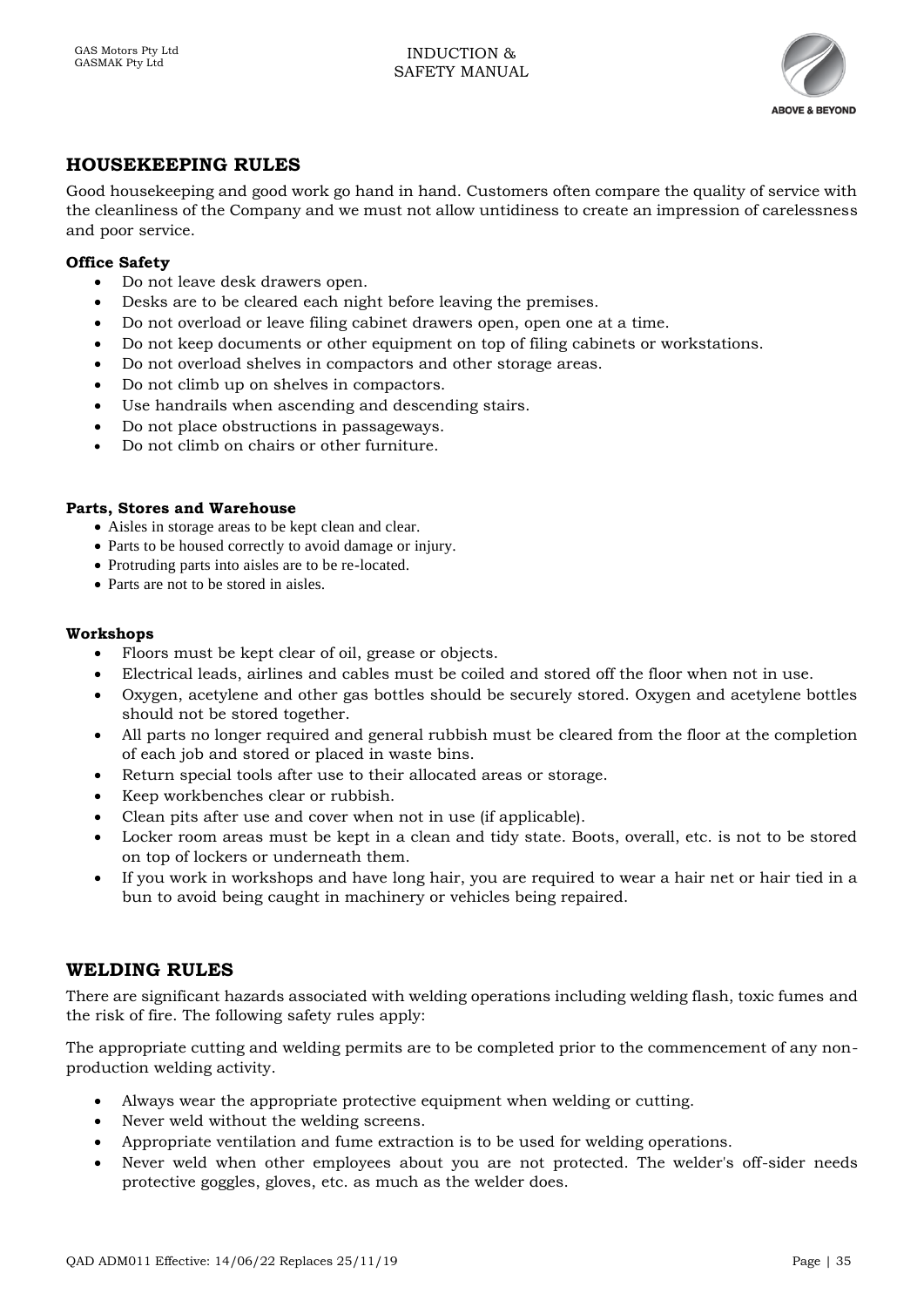## HOUSEKEEPING RULES

Good housekeeping and good work go hand in hand. Customers often compare the quality of service with the cleanliness of the Company and we must not allow untidiness to create an impression of carelessness and poor service.

**Office Safety**

- Do not leave desk drawers open.
- Desks are to be cleared each night before leaving the premises.
- Do not overload or leave filing cabinet drawers open, open one at a time.
- Do not keep documents or other equipment on top of filing cabinets or workstations.
- Do not overload shelves in compactors and other storage areas.
- Do not climb up on shelves in compactors.
- Use handrails when ascending and descending stairs.
- Do not place obstructions in passageways.
- Do not climb on chairs or other furniture.

**Parts, Stores and Warehouse**

- Aisles in storage areas to be kept clean and clear.
- Parts to be housed correctly to avoid damage or injury.
- Protruding parts into aisles are to be re-located.
- Parts are not to be stored in aisles.

**Workshops**

- Floors must be kept clear of oil, grease or objects.
- Electrical leads, airlines and cables must be coiled and stored off the floor when not in use.
- Oxygen, acetylene and other gas bottles should be securely stored. Oxygen and acetylene bottles should not be stored together.
- All parts no longer required and general rubbish must be cleared from the floor at the completion of each job and stored or placed in waste bins.
- Return special tools after use to their allocated areas or storage.
- Keep workbenches clear or rubbish.
- Clean pits after use and cover when not in use (if applicable).
- Locker room areas must be kept in a clean and tidy state. Boots, overall, etc. is not to be stored on top of lockers or underneath them.
- If you work in workshops and have long hair, you are required to wear a hair net or hair tied in a bun to avoid being caught in machinery or vehicles being repaired.

## WELDING RULES

There are significant hazards associated with welding operations including welding flash, toxic fumes and the risk of fire. The following safety rules apply:

The appropriate cutting and welding permits are to be completed prior to the commencement of any non-production welding activity.

- Always wear the appropriate protective equipment when welding or cutting.
- Never weld without the welding screens.
- Appropriate ventilation and fume extraction is to be used for welding operations.
- Never weld when other employees about you are not protected. The welder's off-sider needs protective goggles, gloves, etc. as much as the welder does.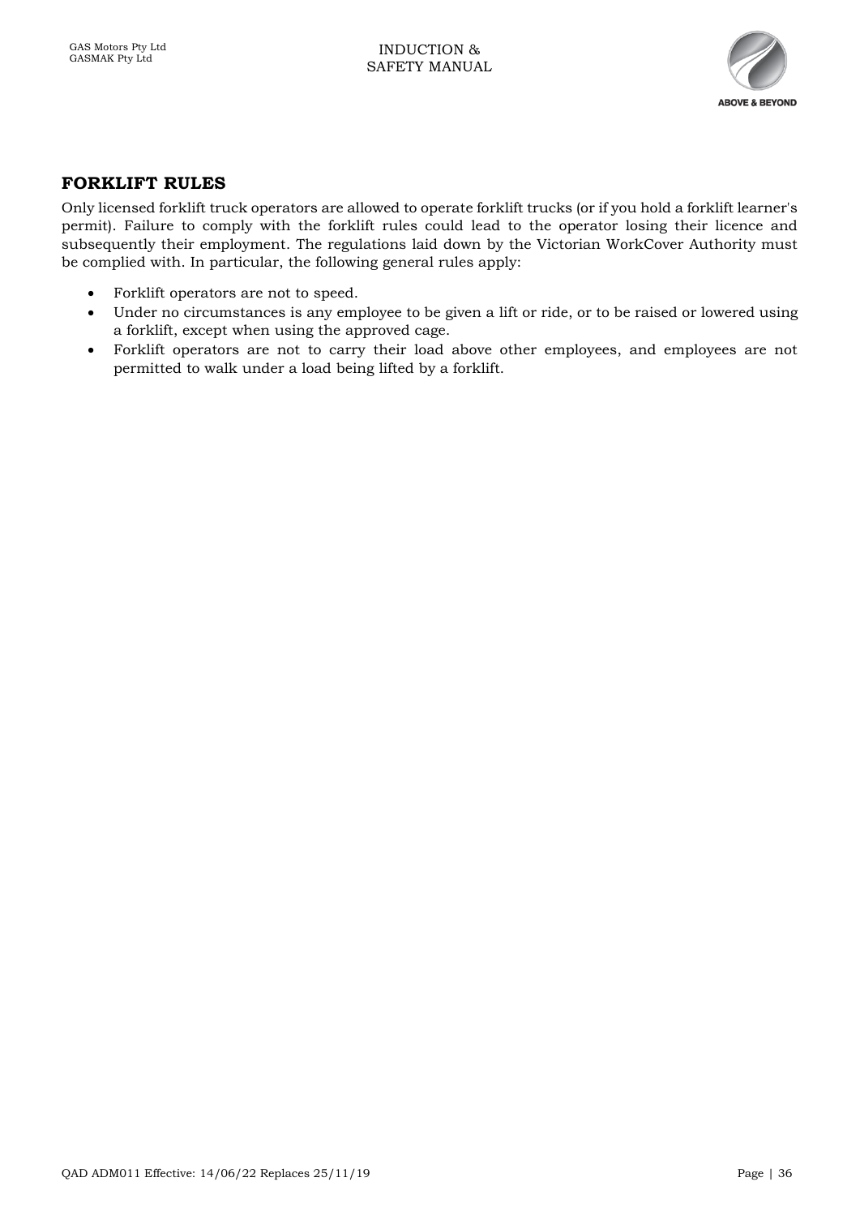## FORKLIFT RULES

Only licensed forklift truck operators are allowed to operate forklift trucks (or if you hold a forklift learner's permit). Failure to comply with the forklift rules could lead to the operator losing their licence and subsequently their employment. The regulations laid down by the Victorian WorkCover Authority must be complied with. In particular, the following general rules apply:

- Forklift operators are not to speed.
- Under no circumstances is any employee to be given a lift or ride, or to be raised or lowered using a forklift, except when using the approved cage.
- Forklift operators are not to carry their load above other employees, and employees are not permitted to walk under a load being lifted by a forklift.